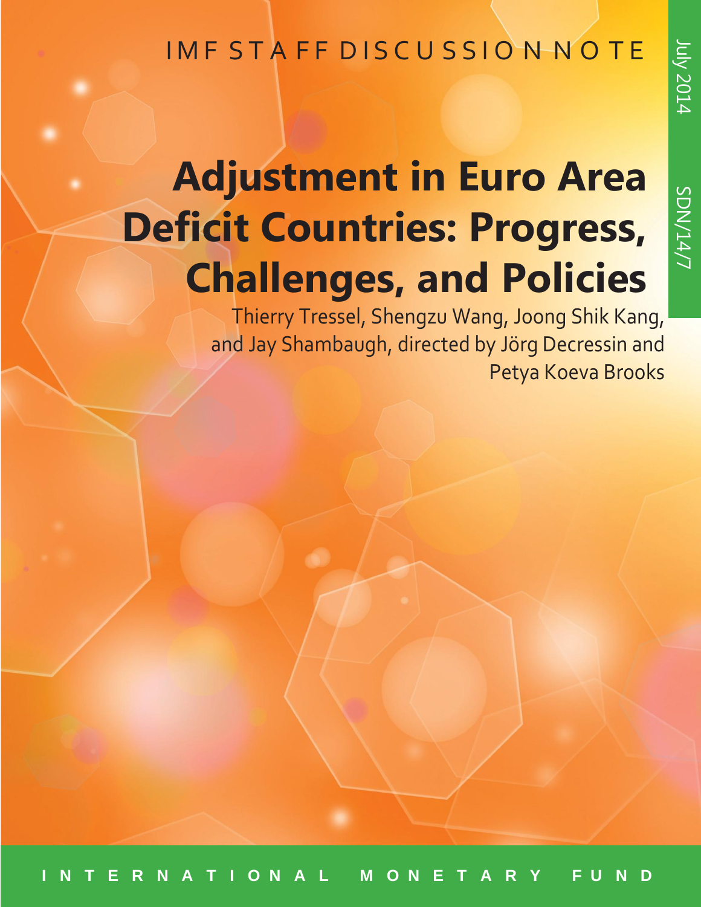IMF STAFF DISCUSSION NOTE

July 2014

SDN/14/7

# Adjustment in Euro Area Deficit Countries: Progress, Challenges, and Policies

Thierry Tressel, Shengzu Wang, Joong Shik Kang, and Jay Shambaugh, directed by Jörg Decressin and Petya Koeva Brooks

INTERNATIONAL MONETARY FUND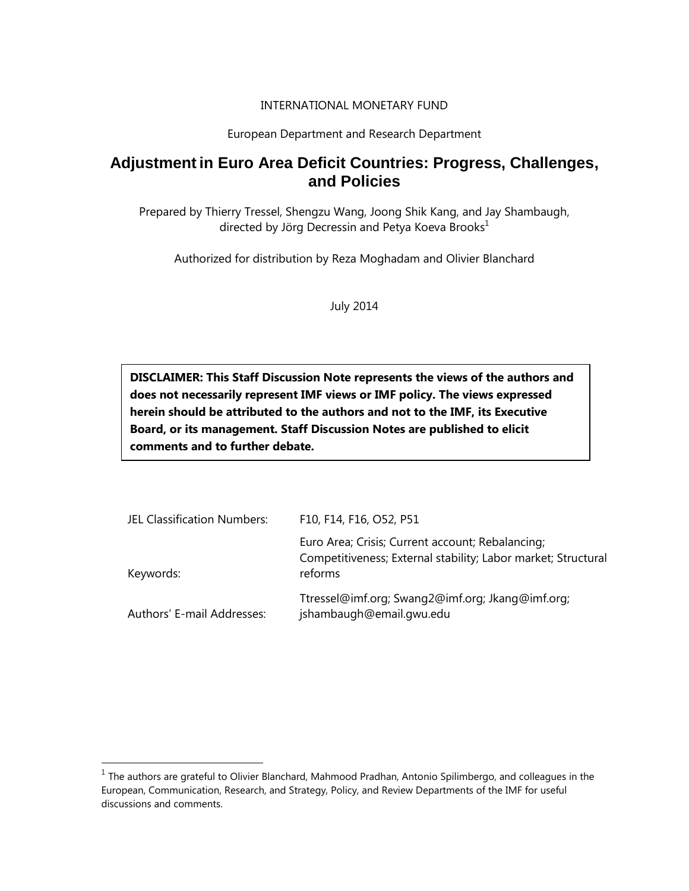INTERNATIONAL MONETARY FUND

European Department and Research Department

# Adjustment in Euro Area Deficit Countries: Progress, Challenges, and Policies

Prepared by Thierry Tressel, Shengzu Wang, Joong Shik Kang, and Jay Shambaugh, directed by Jörg Decressin and Petya Koeva Brooks[1]

Authorized for distribution by Reza Moghadam and Olivier Blanchard

July 2014

**DISCLAIMER: This Staff Discussion Note represents the views of the authors and does not necessarily represent IMF views or IMF policy. The views expressed herein should be attributed to the authors and not to the IMF, its Executive Board, or its management. Staff Discussion Notes are published to elicit comments and to further debate.**

| | |
|---|---|
| JEL Classification Numbers: | F10, F14, F16, O52, P51 |
| Keywords: | Euro Area; Crisis; Current account; Rebalancing; Competitiveness; External stability; Labor market; Structural reforms |
| Authors' E-mail Addresses: | Ttressel@imf.org; Swang2@imf.org; Jkang@imf.org; jshambaugh@email.gwu.edu |

[1] The authors are grateful to Olivier Blanchard, Mahmood Pradhan, Antonio Spilimbergo, and colleagues in the European, Communication, Research, and Strategy, Policy, and Review Departments of the IMF for useful discussions and comments.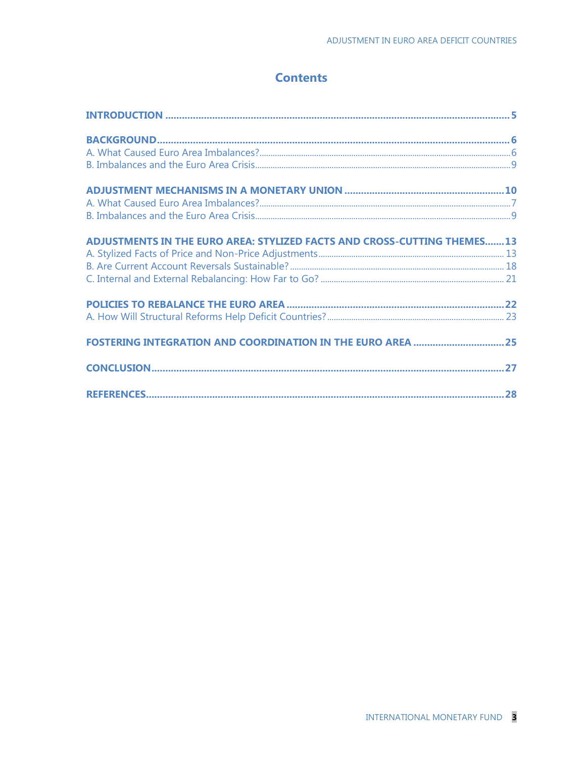# Contents

**INTRODUCTION** .......... **5**

**BACKGROUND** .......... **6**

A. What Caused Euro Area Imbalances? .......... 6

B. Imbalances and the Euro Area Crisis .......... 9

**ADJUSTMENT MECHANISMS IN A MONETARY UNION** .......... **10**

A. What Caused Euro Area Imbalances? .......... 7

B. Imbalances and the Euro Area Crisis .......... 9

**ADJUSTMENTS IN THE EURO AREA: STYLIZED FACTS AND CROSS-CUTTING THEMES** .......... **13**

A. Stylized Facts of Price and Non-Price Adjustments .......... 13

B. Are Current Account Reversals Sustainable? .......... 18

C. Internal and External Rebalancing: How Far to Go? .......... 21

**POLICIES TO REBALANCE THE EURO AREA** .......... **22**

A. How Will Structural Reforms Help Deficit Countries? .......... 23

**FOSTERING INTEGRATION AND COORDINATION IN THE EURO AREA** .......... **25**

**CONCLUSION** .......... **27**

**REFERENCES** .......... **28**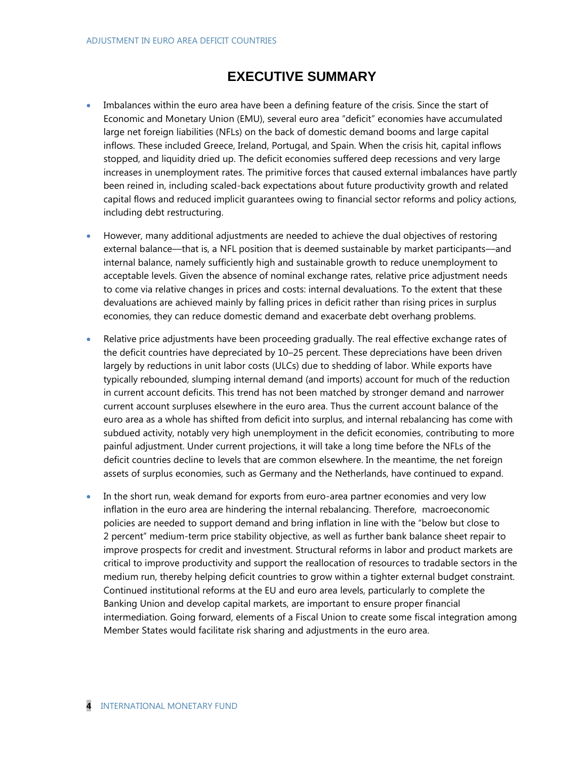# EXECUTIVE SUMMARY

- Imbalances within the euro area have been a defining feature of the crisis. Since the start of Economic and Monetary Union (EMU), several euro area "deficit" economies have accumulated large net foreign liabilities (NFLs) on the back of domestic demand booms and large capital inflows. These included Greece, Ireland, Portugal, and Spain. When the crisis hit, capital inflows stopped, and liquidity dried up. The deficit economies suffered deep recessions and very large increases in unemployment rates. The primitive forces that caused external imbalances have partly been reined in, including scaled-back expectations about future productivity growth and related capital flows and reduced implicit guarantees owing to financial sector reforms and policy actions, including debt restructuring.

- However, many additional adjustments are needed to achieve the dual objectives of restoring external balance—that is, a NFL position that is deemed sustainable by market participants—and internal balance, namely sufficiently high and sustainable growth to reduce unemployment to acceptable levels. Given the absence of nominal exchange rates, relative price adjustment needs to come via relative changes in prices and costs: internal devaluations. To the extent that these devaluations are achieved mainly by falling prices in deficit rather than rising prices in surplus economies, they can reduce domestic demand and exacerbate debt overhang problems.

- Relative price adjustments have been proceeding gradually. The real effective exchange rates of the deficit countries have depreciated by 10–25 percent. These depreciations have been driven largely by reductions in unit labor costs (ULCs) due to shedding of labor. While exports have typically rebounded, slumping internal demand (and imports) account for much of the reduction in current account deficits. This trend has not been matched by stronger demand and narrower current account surpluses elsewhere in the euro area. Thus the current account balance of the euro area as a whole has shifted from deficit into surplus, and internal rebalancing has come with subdued activity, notably very high unemployment in the deficit economies, contributing to more painful adjustment. Under current projections, it will take a long time before the NFLs of the deficit countries decline to levels that are common elsewhere. In the meantime, the net foreign assets of surplus economies, such as Germany and the Netherlands, have continued to expand.

- In the short run, weak demand for exports from euro-area partner economies and very low inflation in the euro area are hindering the internal rebalancing. Therefore, macroeconomic policies are needed to support demand and bring inflation in line with the "below but close to 2 percent" medium-term price stability objective, as well as further bank balance sheet repair to improve prospects for credit and investment. Structural reforms in labor and product markets are critical to improve productivity and support the reallocation of resources to tradable sectors in the medium run, thereby helping deficit countries to grow within a tighter external budget constraint. Continued institutional reforms at the EU and euro area levels, particularly to complete the Banking Union and develop capital markets, are important to ensure proper financial intermediation. Going forward, elements of a Fiscal Union to create some fiscal integration among Member States would facilitate risk sharing and adjustments in the euro area.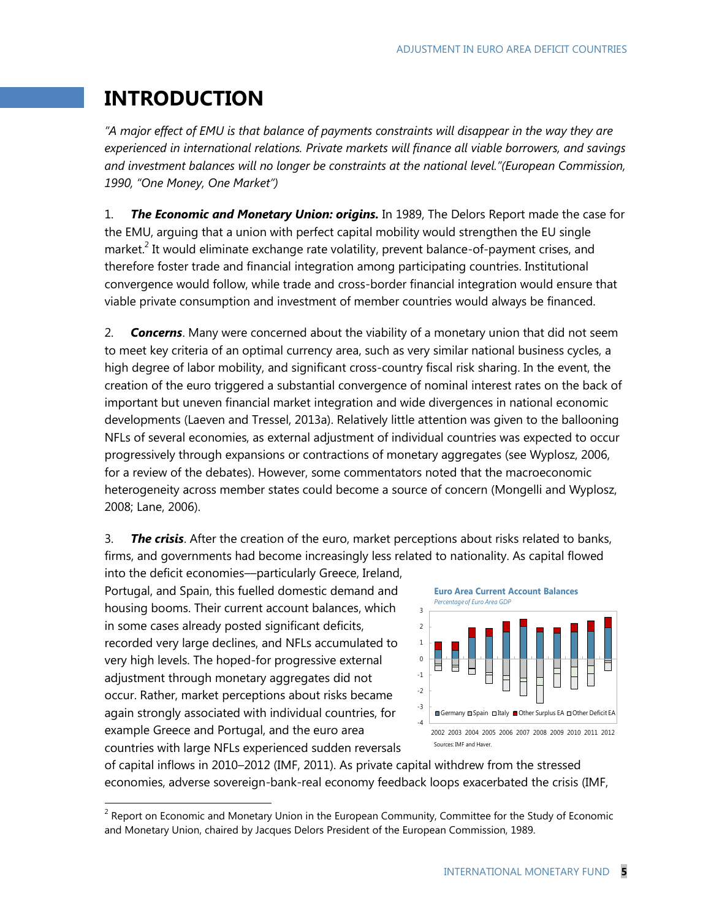# INTRODUCTION

*"A major effect of EMU is that balance of payments constraints will disappear in the way they are experienced in international relations. Private markets will finance all viable borrowers, and savings and investment balances will no longer be constraints at the national level."(European Commission, 1990, "One Money, One Market")*

1. ***The Economic and Monetary Union: origins.*** In 1989, The Delors Report made the case for the EMU, arguing that a union with perfect capital mobility would strengthen the EU single market.[2] It would eliminate exchange rate volatility, prevent balance-of-payment crises, and therefore foster trade and financial integration among participating countries. Institutional convergence would follow, while trade and cross-border financial integration would ensure that viable private consumption and investment of member countries would always be financed.

2. ***Concerns***. Many were concerned about the viability of a monetary union that did not seem to meet key criteria of an optimal currency area, such as very similar national business cycles, a high degree of labor mobility, and significant cross-country fiscal risk sharing. In the event, the creation of the euro triggered a substantial convergence of nominal interest rates on the back of important but uneven financial market integration and wide divergences in national economic developments (Laeven and Tressel, 2013a). Relatively little attention was given to the ballooning NFLs of several economies, as external adjustment of individual countries was expected to occur progressively through expansions or contractions of monetary aggregates (see Wyplosz, 2006, for a review of the debates). However, some commentators noted that the macroeconomic heterogeneity across member states could become a source of concern (Mongelli and Wyplosz, 2008; Lane, 2006).

3. ***The crisis***. After the creation of the euro, market perceptions about risks related to banks, firms, and governments had become increasingly less related to nationality. As capital flowed into the deficit economies—particularly Greece, Ireland, Portugal, and Spain, this fuelled domestic demand and housing booms. Their current account balances, which in some cases already posted significant deficits, recorded very large declines, and NFLs accumulated to very high levels. The hoped-for progressive external adjustment through monetary aggregates did not occur. Rather, market perceptions about risks became again strongly associated with individual countries, for example Greece and Portugal, and the euro area countries with large NFLs experienced sudden reversals of capital inflows in 2010–2012 (IMF, 2011). As private capital withdrew from the stressed economies, adverse sovereign-bank-real economy feedback loops exacerbated the crisis (IMF,

**Euro Area Current Account Balances**

*Percentage of Euro Area GDP*

Germany, Spain, Italy, Other Surplus EA, Other Deficit EA

2002 2003 2004 2005 2006 2007 2008 2009 2010 2011 2012

Sources: IMF and Haver.

[2] Report on Economic and Monetary Union in the European Community, Committee for the Study of Economic and Monetary Union, chaired by Jacques Delors President of the European Commission, 1989.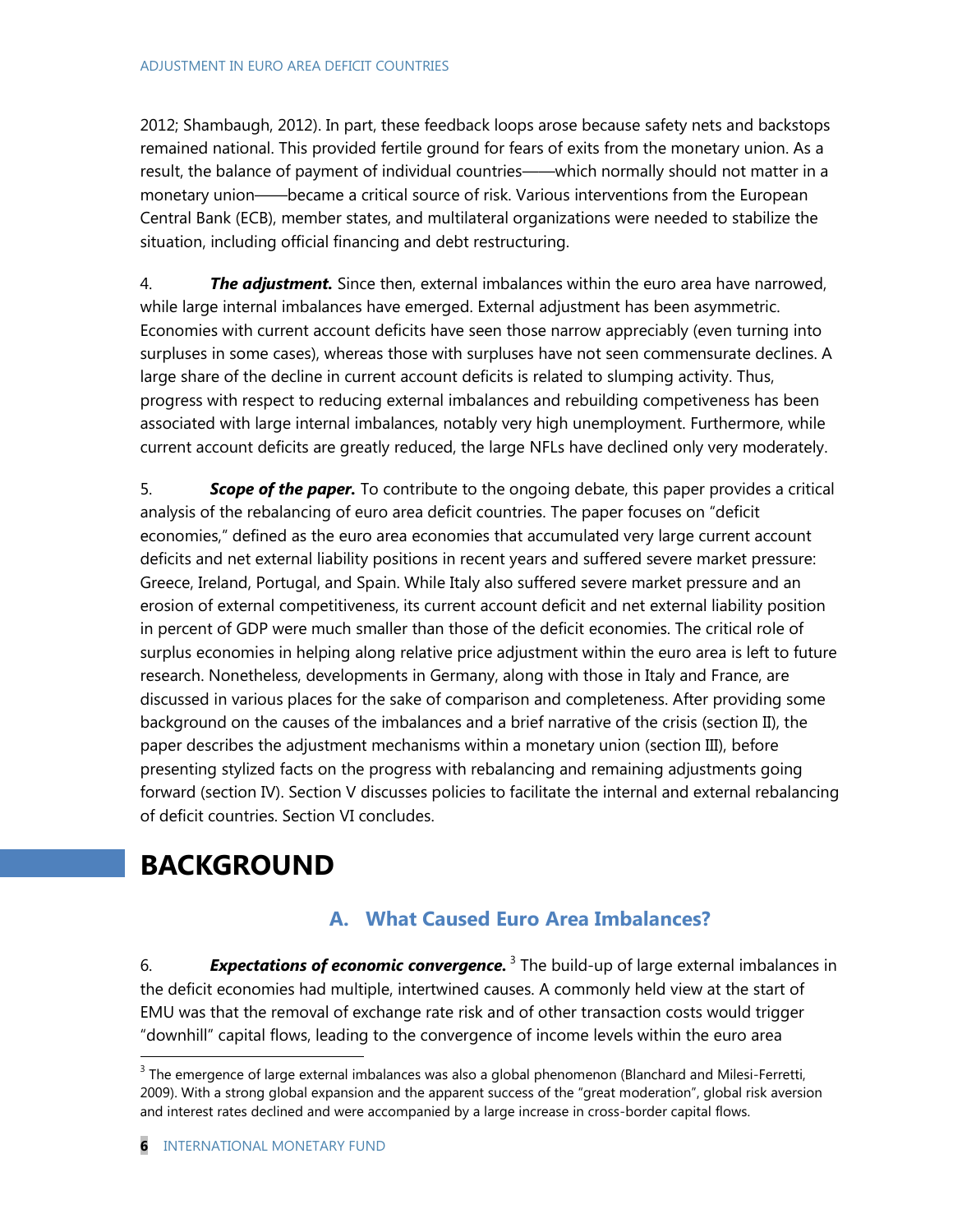2012; Shambaugh, 2012). In part, these feedback loops arose because safety nets and backstops remained national. This provided fertile ground for fears of exits from the monetary union. As a result, the balance of payment of individual countries——which normally should not matter in a monetary union——became a critical source of risk. Various interventions from the European Central Bank (ECB), member states, and multilateral organizations were needed to stabilize the situation, including official financing and debt restructuring.

4. ***The adjustment.*** Since then, external imbalances within the euro area have narrowed, while large internal imbalances have emerged. External adjustment has been asymmetric. Economies with current account deficits have seen those narrow appreciably (even turning into surpluses in some cases), whereas those with surpluses have not seen commensurate declines. A large share of the decline in current account deficits is related to slumping activity. Thus, progress with respect to reducing external imbalances and rebuilding competiveness has been associated with large internal imbalances, notably very high unemployment. Furthermore, while current account deficits are greatly reduced, the large NFLs have declined only very moderately.

5. ***Scope of the paper.*** To contribute to the ongoing debate, this paper provides a critical analysis of the rebalancing of euro area deficit countries. The paper focuses on "deficit economies," defined as the euro area economies that accumulated very large current account deficits and net external liability positions in recent years and suffered severe market pressure: Greece, Ireland, Portugal, and Spain. While Italy also suffered severe market pressure and an erosion of external competitiveness, its current account deficit and net external liability position in percent of GDP were much smaller than those of the deficit economies. The critical role of surplus economies in helping along relative price adjustment within the euro area is left to future research. Nonetheless, developments in Germany, along with those in Italy and France, are discussed in various places for the sake of comparison and completeness. After providing some background on the causes of the imbalances and a brief narrative of the crisis (section II), the paper describes the adjustment mechanisms within a monetary union (section III), before presenting stylized facts on the progress with rebalancing and remaining adjustments going forward (section IV). Section V discusses policies to facilitate the internal and external rebalancing of deficit countries. Section VI concludes.

# BACKGROUND

## A. What Caused Euro Area Imbalances?

6. ***Expectations of economic convergence.*** [3] The build-up of large external imbalances in the deficit economies had multiple, intertwined causes. A commonly held view at the start of EMU was that the removal of exchange rate risk and of other transaction costs would trigger "downhill" capital flows, leading to the convergence of income levels within the euro area

[3] The emergence of large external imbalances was also a global phenomenon (Blanchard and Milesi-Ferretti, 2009). With a strong global expansion and the apparent success of the "great moderation", global risk aversion and interest rates declined and were accompanied by a large increase in cross-border capital flows.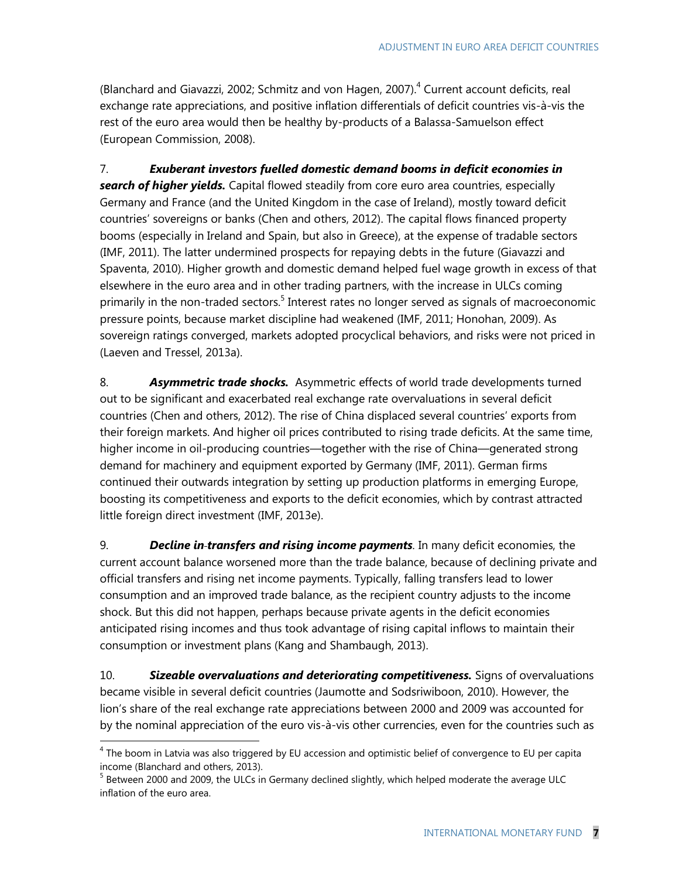(Blanchard and Giavazzi, 2002; Schmitz and von Hagen, 2007).[4] Current account deficits, real exchange rate appreciations, and positive inflation differentials of deficit countries vis-à-vis the rest of the euro area would then be healthy by-products of a Balassa-Samuelson effect (European Commission, 2008).

7. ***Exuberant investors fuelled domestic demand booms in deficit economies in search of higher yields.*** Capital flowed steadily from core euro area countries, especially Germany and France (and the United Kingdom in the case of Ireland), mostly toward deficit countries' sovereigns or banks (Chen and others, 2012). The capital flows financed property booms (especially in Ireland and Spain, but also in Greece), at the expense of tradable sectors (IMF, 2011). The latter undermined prospects for repaying debts in the future (Giavazzi and Spaventa, 2010). Higher growth and domestic demand helped fuel wage growth in excess of that elsewhere in the euro area and in other trading partners, with the increase in ULCs coming primarily in the non-traded sectors.[5] Interest rates no longer served as signals of macroeconomic pressure points, because market discipline had weakened (IMF, 2011; Honohan, 2009). As sovereign ratings converged, markets adopted procyclical behaviors, and risks were not priced in (Laeven and Tressel, 2013a).

8. ***Asymmetric trade shocks.*** Asymmetric effects of world trade developments turned out to be significant and exacerbated real exchange rate overvaluations in several deficit countries (Chen and others, 2012). The rise of China displaced several countries' exports from their foreign markets. And higher oil prices contributed to rising trade deficits. At the same time, higher income in oil-producing countries—together with the rise of China—generated strong demand for machinery and equipment exported by Germany (IMF, 2011). German firms continued their outwards integration by setting up production platforms in emerging Europe, boosting its competitiveness and exports to the deficit economies, which by contrast attracted little foreign direct investment (IMF, 2013e).

9. ***Decline in-transfers and rising income payments***. In many deficit economies, the current account balance worsened more than the trade balance, because of declining private and official transfers and rising net income payments. Typically, falling transfers lead to lower consumption and an improved trade balance, as the recipient country adjusts to the income shock. But this did not happen, perhaps because private agents in the deficit economies anticipated rising incomes and thus took advantage of rising capital inflows to maintain their consumption or investment plans (Kang and Shambaugh, 2013).

10. ***Sizeable overvaluations and deteriorating competitiveness.*** Signs of overvaluations became visible in several deficit countries (Jaumotte and Sodsriwiboon, 2010). However, the lion's share of the real exchange rate appreciations between 2000 and 2009 was accounted for by the nominal appreciation of the euro vis-à-vis other currencies, even for the countries such as

---

[4] The boom in Latvia was also triggered by EU accession and optimistic belief of convergence to EU per capita income (Blanchard and others, 2013).

[5] Between 2000 and 2009, the ULCs in Germany declined slightly, which helped moderate the average ULC inflation of the euro area.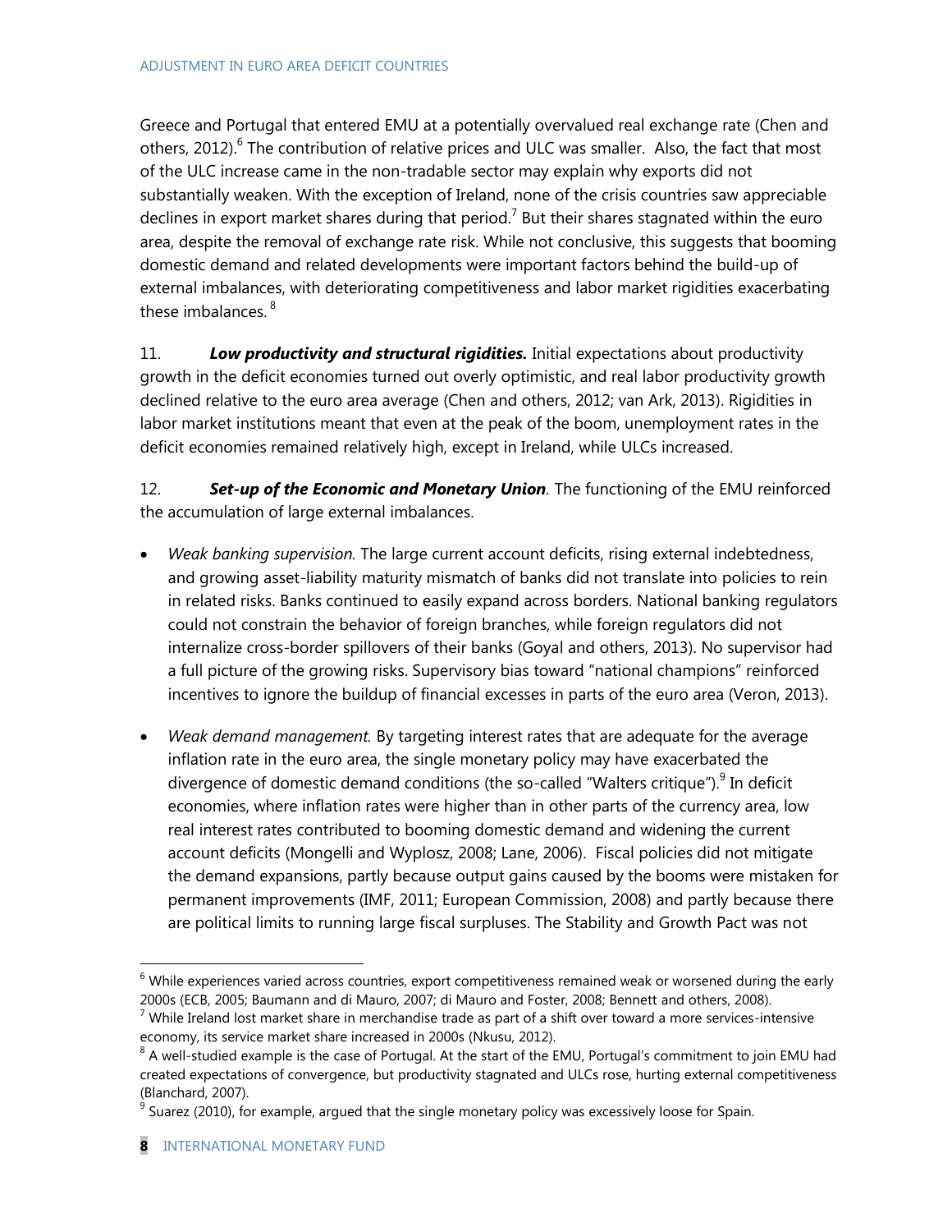Greece and Portugal that entered EMU at a potentially overvalued real exchange rate (Chen and others, 2012).[6] The contribution of relative prices and ULC was smaller. Also, the fact that most of the ULC increase came in the non-tradable sector may explain why exports did not substantially weaken. With the exception of Ireland, none of the crisis countries saw appreciable declines in export market shares during that period.[7] But their shares stagnated within the euro area, despite the removal of exchange rate risk. While not conclusive, this suggests that booming domestic demand and related developments were important factors behind the build-up of external imbalances, with deteriorating competitiveness and labor market rigidities exacerbating these imbalances.[8]

11. ***Low productivity and structural rigidities.*** Initial expectations about productivity growth in the deficit economies turned out overly optimistic, and real labor productivity growth declined relative to the euro area average (Chen and others, 2012; van Ark, 2013). Rigidities in labor market institutions meant that even at the peak of the boom, unemployment rates in the deficit economies remained relatively high, except in Ireland, while ULCs increased.

12. ***Set-up of the Economic and Monetary Union***. The functioning of the EMU reinforced the accumulation of large external imbalances.

- *Weak banking supervision.* The large current account deficits, rising external indebtedness, and growing asset-liability maturity mismatch of banks did not translate into policies to rein in related risks. Banks continued to easily expand across borders. National banking regulators could not constrain the behavior of foreign branches, while foreign regulators did not internalize cross-border spillovers of their banks (Goyal and others, 2013). No supervisor had a full picture of the growing risks. Supervisory bias toward "national champions" reinforced incentives to ignore the buildup of financial excesses in parts of the euro area (Veron, 2013).

- *Weak demand management.* By targeting interest rates that are adequate for the average inflation rate in the euro area, the single monetary policy may have exacerbated the divergence of domestic demand conditions (the so-called "Walters critique").[9] In deficit economies, where inflation rates were higher than in other parts of the currency area, low real interest rates contributed to booming domestic demand and widening the current account deficits (Mongelli and Wyplosz, 2008; Lane, 2006). Fiscal policies did not mitigate the demand expansions, partly because output gains caused by the booms were mistaken for permanent improvements (IMF, 2011; European Commission, 2008) and partly because there are political limits to running large fiscal surpluses. The Stability and Growth Pact was not

---

[6] While experiences varied across countries, export competitiveness remained weak or worsened during the early 2000s (ECB, 2005; Baumann and di Mauro, 2007; di Mauro and Foster, 2008; Bennett and others, 2008).

[7] While Ireland lost market share in merchandise trade as part of a shift over toward a more services-intensive economy, its service market share increased in 2000s (Nkusu, 2012).

[8] A well-studied example is the case of Portugal. At the start of the EMU, Portugal's commitment to join EMU had created expectations of convergence, but productivity stagnated and ULCs rose, hurting external competitiveness (Blanchard, 2007).

[9] Suarez (2010), for example, argued that the single monetary policy was excessively loose for Spain.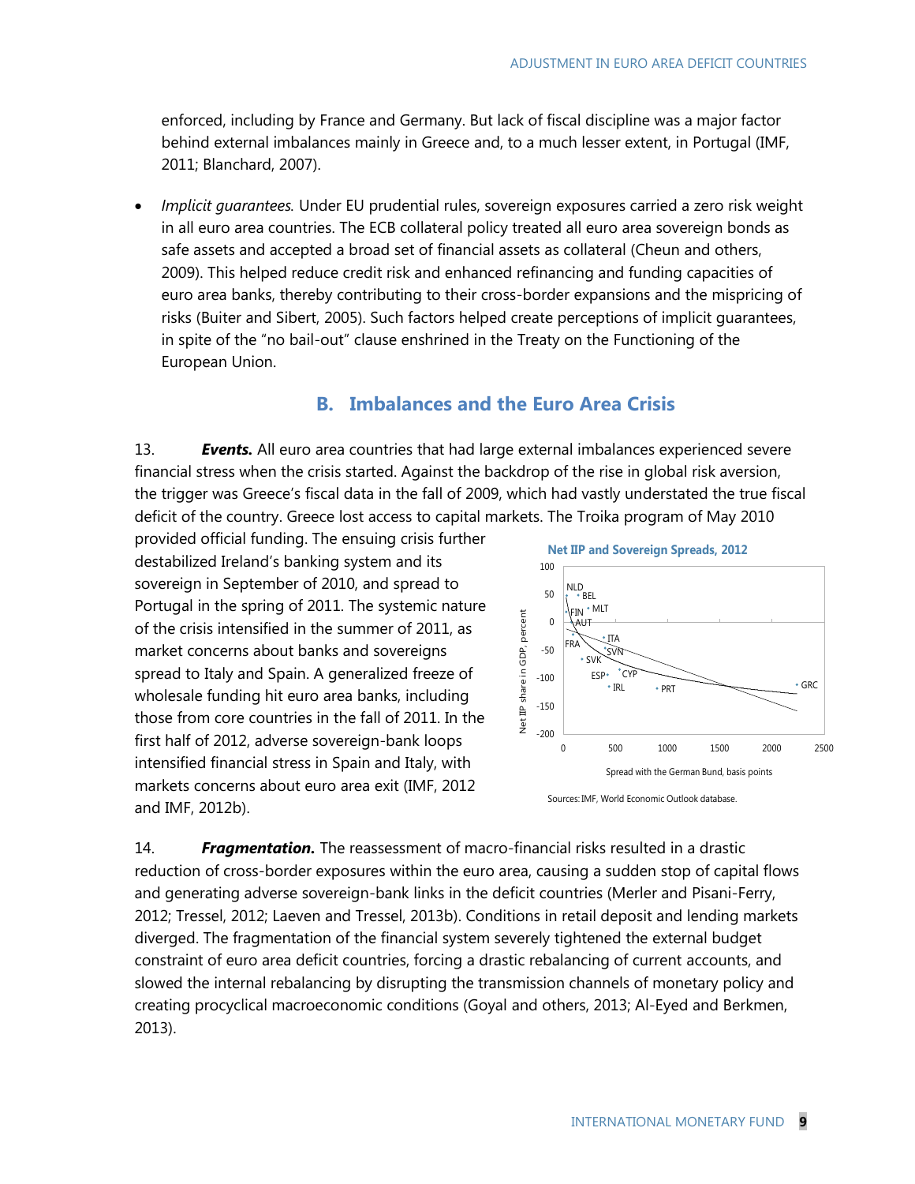enforced, including by France and Germany. But lack of fiscal discipline was a major factor behind external imbalances mainly in Greece and, to a much lesser extent, in Portugal (IMF, 2011; Blanchard, 2007).

- *Implicit guarantees.* Under EU prudential rules, sovereign exposures carried a zero risk weight in all euro area countries. The ECB collateral policy treated all euro area sovereign bonds as safe assets and accepted a broad set of financial assets as collateral (Cheun and others, 2009). This helped reduce credit risk and enhanced refinancing and funding capacities of euro area banks, thereby contributing to their cross-border expansions and the mispricing of risks (Buiter and Sibert, 2005). Such factors helped create perceptions of implicit guarantees, in spite of the "no bail-out" clause enshrined in the Treaty on the Functioning of the European Union.

## B. Imbalances and the Euro Area Crisis

13. ***Events.*** All euro area countries that had large external imbalances experienced severe financial stress when the crisis started. Against the backdrop of the rise in global risk aversion, the trigger was Greece's fiscal data in the fall of 2009, which had vastly understated the true fiscal deficit of the country. Greece lost access to capital markets. The Troika program of May 2010 provided official funding. The ensuing crisis further destabilized Ireland's banking system and its sovereign in September of 2010, and spread to Portugal in the spring of 2011. The systemic nature of the crisis intensified in the summer of 2011, as market concerns about banks and sovereigns spread to Italy and Spain. A generalized freeze of wholesale funding hit euro area banks, including those from core countries in the fall of 2011. In the first half of 2012, adverse sovereign-bank loops intensified financial stress in Spain and Italy, with markets concerns about euro area exit (IMF, 2012 and IMF, 2012b).

**Net IIP and Sovereign Spreads, 2012**

Sources: IMF, World Economic Outlook database.

14. ***Fragmentation.*** The reassessment of macro-financial risks resulted in a drastic reduction of cross-border exposures within the euro area, causing a sudden stop of capital flows and generating adverse sovereign-bank links in the deficit countries (Merler and Pisani-Ferry, 2012; Tressel, 2012; Laeven and Tressel, 2013b). Conditions in retail deposit and lending markets diverged. The fragmentation of the financial system severely tightened the external budget constraint of euro area deficit countries, forcing a drastic rebalancing of current accounts, and slowed the internal rebalancing by disrupting the transmission channels of monetary policy and creating procyclical macroeconomic conditions (Goyal and others, 2013; Al-Eyed and Berkmen, 2013).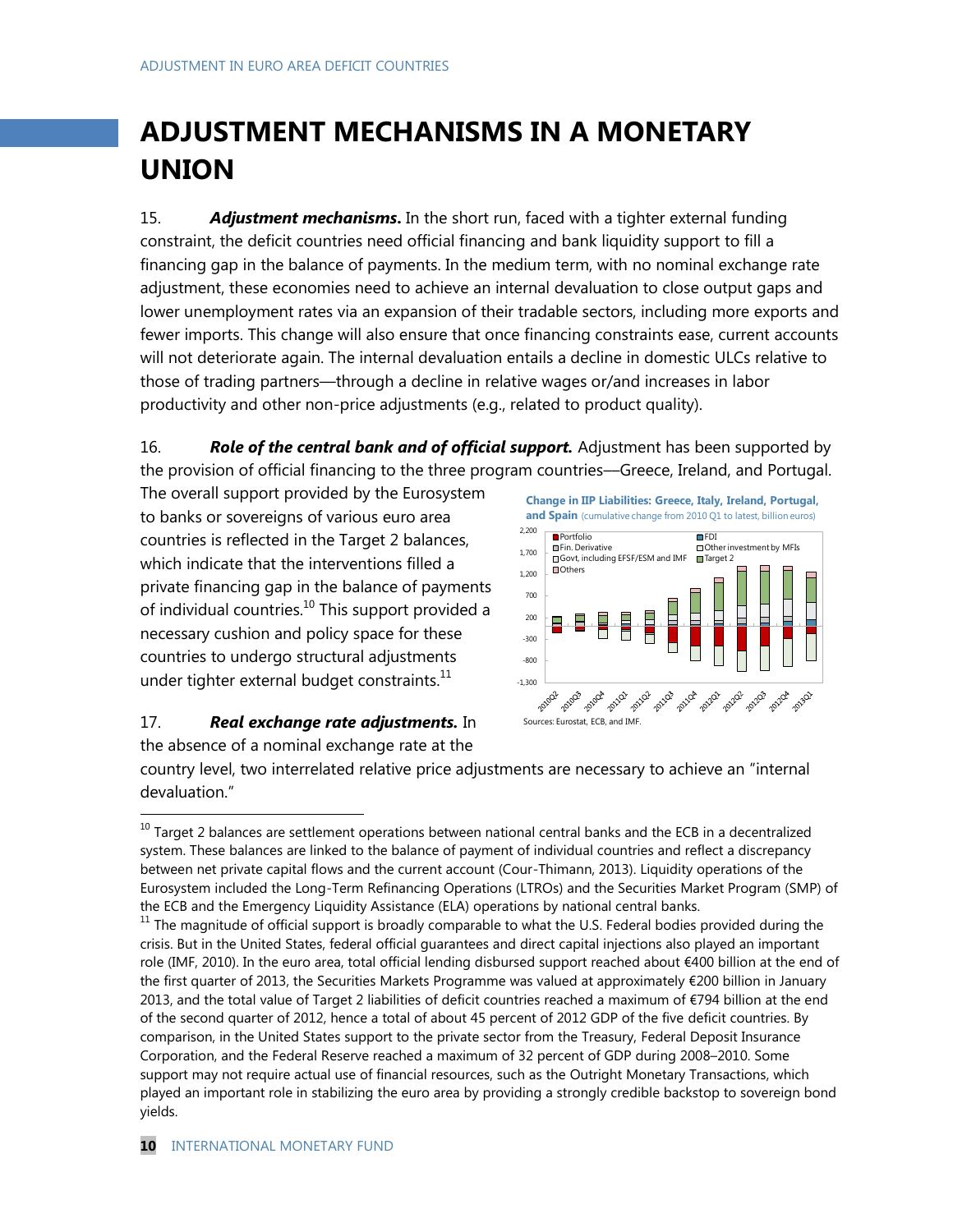# ADJUSTMENT MECHANISMS IN A MONETARY UNION

15. ***Adjustment mechanisms.*** In the short run, faced with a tighter external funding constraint, the deficit countries need official financing and bank liquidity support to fill a financing gap in the balance of payments. In the medium term, with no nominal exchange rate adjustment, these economies need to achieve an internal devaluation to close output gaps and lower unemployment rates via an expansion of their tradable sectors, including more exports and fewer imports. This change will also ensure that once financing constraints ease, current accounts will not deteriorate again. The internal devaluation entails a decline in domestic ULCs relative to those of trading partners—through a decline in relative wages or/and increases in labor productivity and other non-price adjustments (e.g., related to product quality).

16. ***Role of the central bank and of official support.*** Adjustment has been supported by the provision of official financing to the three program countries—Greece, Ireland, and Portugal. The overall support provided by the Eurosystem to banks or sovereigns of various euro area countries is reflected in the Target 2 balances, which indicate that the interventions filled a private financing gap in the balance of payments of individual countries.[10] This support provided a necessary cushion and policy space for these countries to undergo structural adjustments under tighter external budget constraints.[11]

**Change in IIP Liabilities: Greece, Italy, Ireland, Portugal, and Spain** (cumulative change from 2010 Q1 to latest, billion euros)

Sources: Eurostat, ECB, and IMF.

17. ***Real exchange rate adjustments.*** In the absence of a nominal exchange rate at the country level, two interrelated relative price adjustments are necessary to achieve an "internal devaluation."

---

[10] Target 2 balances are settlement operations between national central banks and the ECB in a decentralized system. These balances are linked to the balance of payment of individual countries and reflect a discrepancy between net private capital flows and the current account (Cour-Thimann, 2013). Liquidity operations of the Eurosystem included the Long-Term Refinancing Operations (LTROs) and the Securities Market Program (SMP) of the ECB and the Emergency Liquidity Assistance (ELA) operations by national central banks.

[11] The magnitude of official support is broadly comparable to what the U.S. Federal bodies provided during the crisis. But in the United States, federal official guarantees and direct capital injections also played an important role (IMF, 2010). In the euro area, total official lending disbursed support reached about €400 billion at the end of the first quarter of 2013, the Securities Markets Programme was valued at approximately €200 billion in January 2013, and the total value of Target 2 liabilities of deficit countries reached a maximum of €794 billion at the end of the second quarter of 2012, hence a total of about 45 percent of 2012 GDP of the five deficit countries. By comparison, in the United States support to the private sector from the Treasury, Federal Deposit Insurance Corporation, and the Federal Reserve reached a maximum of 32 percent of GDP during 2008–2010. Some support may not require actual use of financial resources, such as the Outright Monetary Transactions, which played an important role in stabilizing the euro area by providing a strongly credible backstop to sovereign bond yields.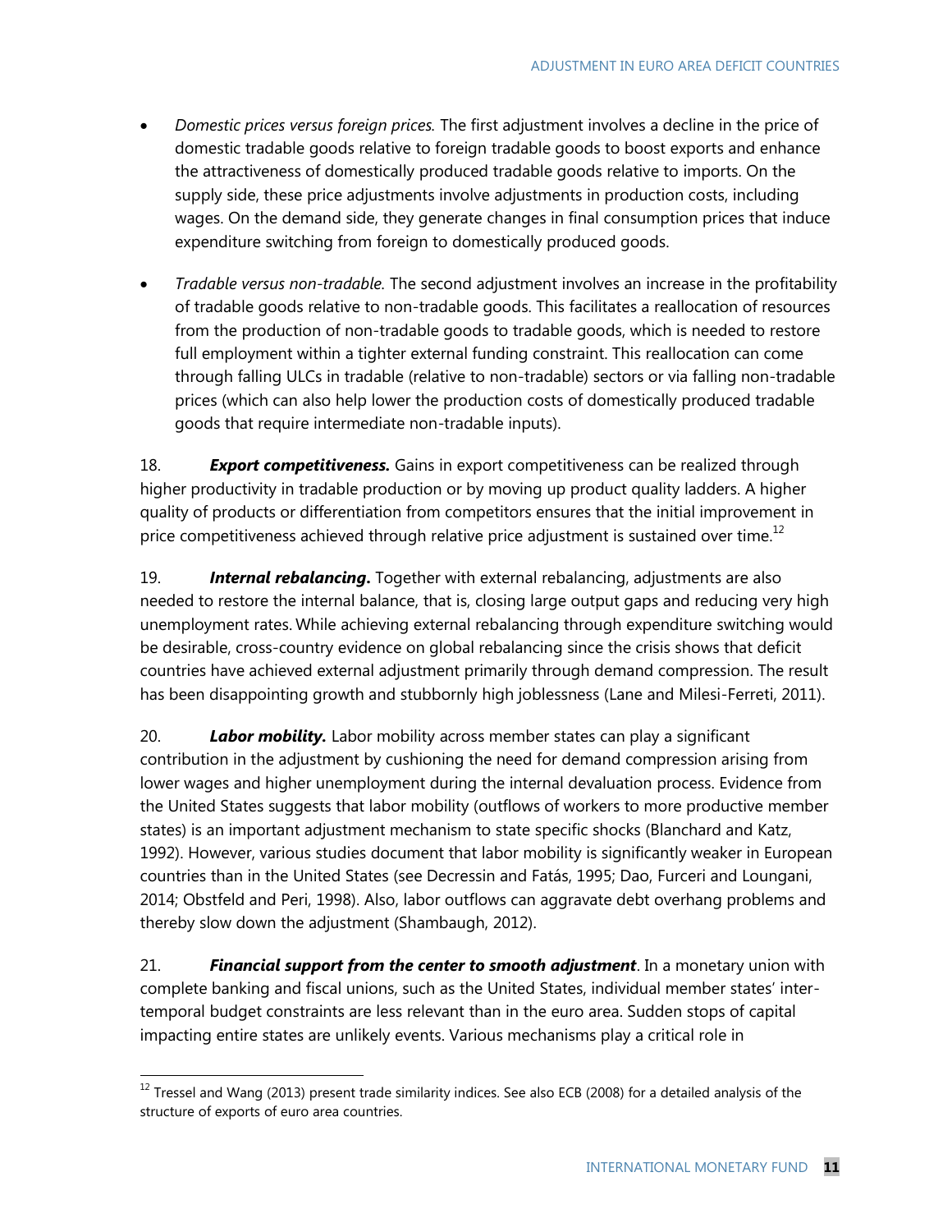- *Domestic prices versus foreign prices.* The first adjustment involves a decline in the price of domestic tradable goods relative to foreign tradable goods to boost exports and enhance the attractiveness of domestically produced tradable goods relative to imports. On the supply side, these price adjustments involve adjustments in production costs, including wages. On the demand side, they generate changes in final consumption prices that induce expenditure switching from foreign to domestically produced goods.

- *Tradable versus non-tradable.* The second adjustment involves an increase in the profitability of tradable goods relative to non-tradable goods. This facilitates a reallocation of resources from the production of non-tradable goods to tradable goods, which is needed to restore full employment within a tighter external funding constraint. This reallocation can come through falling ULCs in tradable (relative to non-tradable) sectors or via falling non-tradable prices (which can also help lower the production costs of domestically produced tradable goods that require intermediate non-tradable inputs).

18. ***Export competitiveness.*** Gains in export competitiveness can be realized through higher productivity in tradable production or by moving up product quality ladders. A higher quality of products or differentiation from competitors ensures that the initial improvement in price competitiveness achieved through relative price adjustment is sustained over time.[12]

19. ***Internal rebalancing.*** Together with external rebalancing, adjustments are also needed to restore the internal balance, that is, closing large output gaps and reducing very high unemployment rates. While achieving external rebalancing through expenditure switching would be desirable, cross-country evidence on global rebalancing since the crisis shows that deficit countries have achieved external adjustment primarily through demand compression. The result has been disappointing growth and stubbornly high joblessness (Lane and Milesi-Ferreti, 2011).

20. ***Labor mobility.*** Labor mobility across member states can play a significant contribution in the adjustment by cushioning the need for demand compression arising from lower wages and higher unemployment during the internal devaluation process. Evidence from the United States suggests that labor mobility (outflows of workers to more productive member states) is an important adjustment mechanism to state specific shocks (Blanchard and Katz, 1992). However, various studies document that labor mobility is significantly weaker in European countries than in the United States (see Decressin and Fatás, 1995; Dao, Furceri and Loungani, 2014; Obstfeld and Peri, 1998). Also, labor outflows can aggravate debt overhang problems and thereby slow down the adjustment (Shambaugh, 2012).

21. ***Financial support from the center to smooth adjustment***. In a monetary union with complete banking and fiscal unions, such as the United States, individual member states' inter-temporal budget constraints are less relevant than in the euro area. Sudden stops of capital impacting entire states are unlikely events. Various mechanisms play a critical role in

[12] Tressel and Wang (2013) present trade similarity indices. See also ECB (2008) for a detailed analysis of the structure of exports of euro area countries.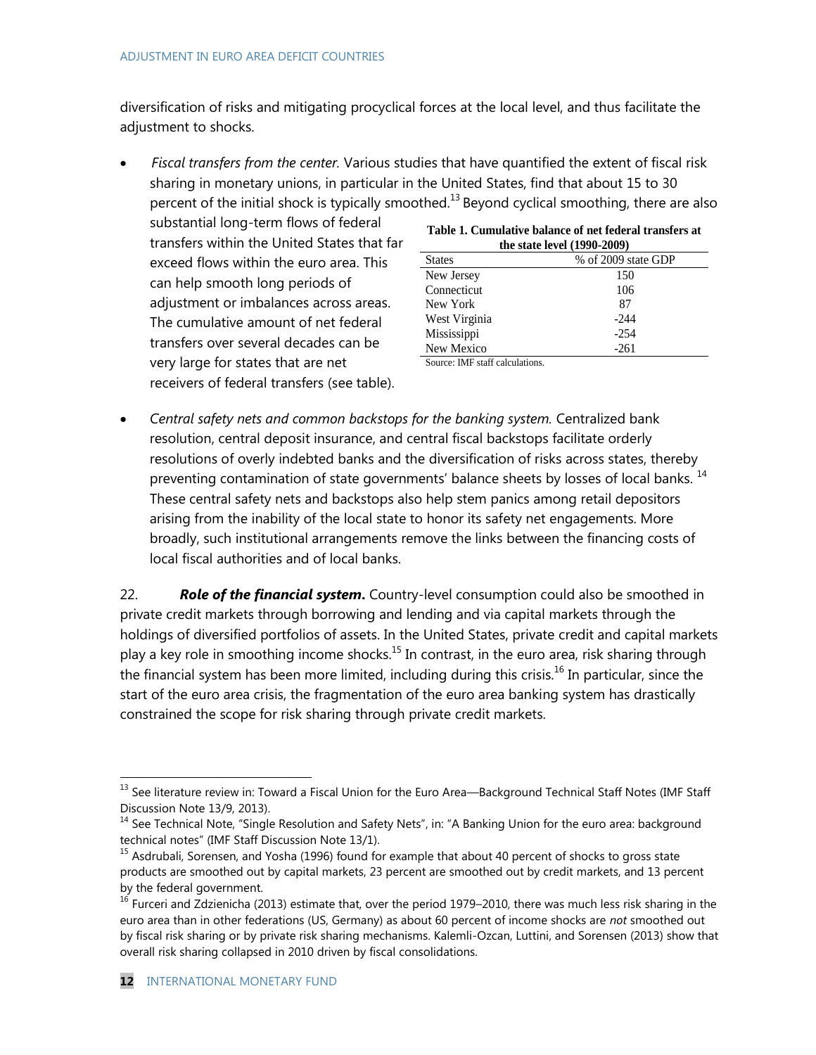diversification of risks and mitigating procyclical forces at the local level, and thus facilitate the adjustment to shocks.

- *Fiscal transfers from the center.* Various studies that have quantified the extent of fiscal risk sharing in monetary unions, in particular in the United States, find that about 15 to 30 percent of the initial shock is typically smoothed.[13] Beyond cyclical smoothing, there are also substantial long-term flows of federal transfers within the United States that far exceed flows within the euro area. This can help smooth long periods of adjustment or imbalances across areas. The cumulative amount of net federal transfers over several decades can be very large for states that are net receivers of federal transfers (see table).

**Table 1. Cumulative balance of net federal transfers at the state level (1990-2009)**

| States | % of 2009 state GDP |
|---|---|
| New Jersey | 150 |
| Connecticut | 106 |
| New York | 87 |
| West Virginia | -244 |
| Mississippi | -254 |
| New Mexico | -261 |

Source: IMF staff calculations.

- *Central safety nets and common backstops for the banking system.* Centralized bank resolution, central deposit insurance, and central fiscal backstops facilitate orderly resolutions of overly indebted banks and the diversification of risks across states, thereby preventing contamination of state governments' balance sheets by losses of local banks.[14] These central safety nets and backstops also help stem panics among retail depositors arising from the inability of the local state to honor its safety net engagements. More broadly, such institutional arrangements remove the links between the financing costs of local fiscal authorities and of local banks.

22. ***Role of the financial system.*** Country-level consumption could also be smoothed in private credit markets through borrowing and lending and via capital markets through the holdings of diversified portfolios of assets. In the United States, private credit and capital markets play a key role in smoothing income shocks.[15] In contrast, in the euro area, risk sharing through the financial system has been more limited, including during this crisis.[16] In particular, since the start of the euro area crisis, the fragmentation of the euro area banking system has drastically constrained the scope for risk sharing through private credit markets.

---

[13] See literature review in: Toward a Fiscal Union for the Euro Area—Background Technical Staff Notes (IMF Staff Discussion Note 13/9, 2013).

[14] See Technical Note, "Single Resolution and Safety Nets", in: "A Banking Union for the euro area: background technical notes" (IMF Staff Discussion Note 13/1).

[15] Asdrubali, Sorensen, and Yosha (1996) found for example that about 40 percent of shocks to gross state products are smoothed out by capital markets, 23 percent are smoothed out by credit markets, and 13 percent by the federal government.

[16] Furceri and Zdzienicha (2013) estimate that, over the period 1979–2010, there was much less risk sharing in the euro area than in other federations (US, Germany) as about 60 percent of income shocks are *not* smoothed out by fiscal risk sharing or by private risk sharing mechanisms. Kalemli-Ozcan, Luttini, and Sorensen (2013) show that overall risk sharing collapsed in 2010 driven by fiscal consolidations.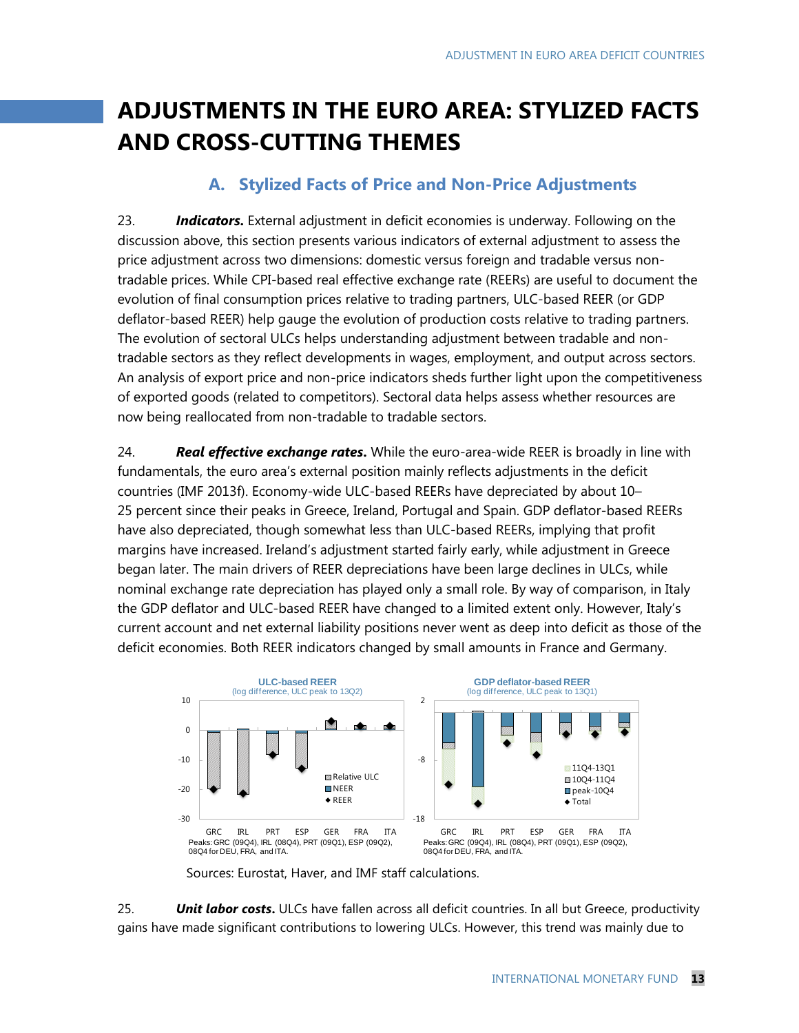# ADJUSTMENTS IN THE EURO AREA: STYLIZED FACTS AND CROSS-CUTTING THEMES

## A. Stylized Facts of Price and Non-Price Adjustments

23. ***Indicators.*** External adjustment in deficit economies is underway. Following on the discussion above, this section presents various indicators of external adjustment to assess the price adjustment across two dimensions: domestic versus foreign and tradable versus non-tradable prices. While CPI-based real effective exchange rate (REERs) are useful to document the evolution of final consumption prices relative to trading partners, ULC-based REER (or GDP deflator-based REER) help gauge the evolution of production costs relative to trading partners. The evolution of sectoral ULCs helps understanding adjustment between tradable and non-tradable sectors as they reflect developments in wages, employment, and output across sectors. An analysis of export price and non-price indicators sheds further light upon the competitiveness of exported goods (related to competitors). Sectoral data helps assess whether resources are now being reallocated from non-tradable to tradable sectors.

24. ***Real effective exchange rates.*** While the euro-area-wide REER is broadly in line with fundamentals, the euro area's external position mainly reflects adjustments in the deficit countries (IMF 2013f). Economy-wide ULC-based REERs have depreciated by about 10–25 percent since their peaks in Greece, Ireland, Portugal and Spain. GDP deflator-based REERs have also depreciated, though somewhat less than ULC-based REERs, implying that profit margins have increased. Ireland's adjustment started fairly early, while adjustment in Greece began later. The main drivers of REER depreciations have been large declines in ULCs, while nominal exchange rate depreciation has played only a small role. By way of comparison, in Italy the GDP deflator and ULC-based REER have changed to a limited extent only. However, Italy's current account and net external liability positions never went as deep into deficit as those of the deficit economies. Both REER indicators changed by small amounts in France and Germany.

**ULC-based REER**
(log difference, ULC peak to 13Q2)

Legend: Relative ULC; NEER; REER

Countries: GRC, IRL, PRT, ESP, GER, FRA, ITA

Peaks: GRC (09Q4), IRL (08Q4), PRT (09Q1), ESP (09Q2), 08Q4 for DEU, FRA, and ITA.

**GDP deflator-based REER**
(log difference, ULC peak to 13Q1)

Legend: 11Q4-13Q1; 10Q4-11Q4; peak-10Q4; Total

Countries: GRC, IRL, PRT, ESP, GER, FRA, ITA

Peaks: GRC (09Q4), IRL (08Q4), PRT (09Q1), ESP (09Q2), 08Q4 for DEU, FRA, and ITA.

Sources: Eurostat, Haver, and IMF staff calculations.

25. ***Unit labor costs.*** ULCs have fallen across all deficit countries. In all but Greece, productivity gains have made significant contributions to lowering ULCs. However, this trend was mainly due to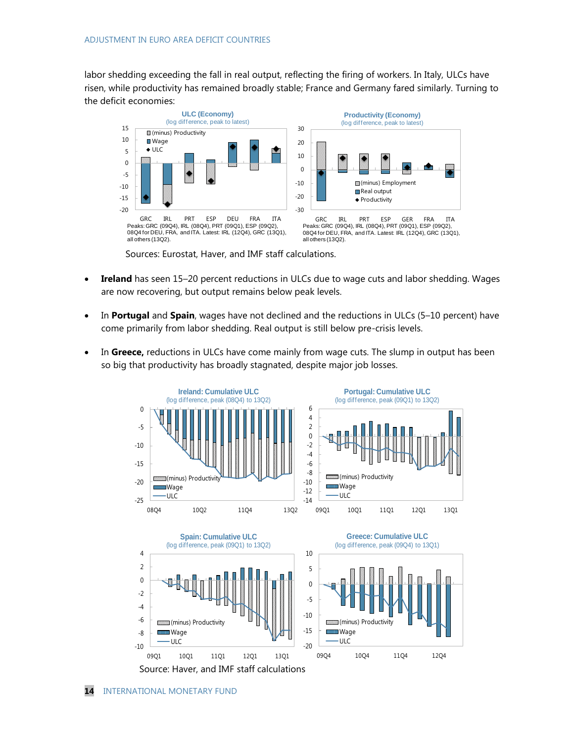labor shedding exceeding the fall in real output, reflecting the firing of workers. In Italy, ULCs have risen, while productivity has remained broadly stable; France and Germany fared similarly. Turning to the deficit economies:

**ULC (Economy)**
(log difference, peak to latest)

Peaks: GRC (09Q4), IRL (08Q4), PRT (09Q1), ESP (09Q2), 08Q4 for DEU, FRA, and ITA. Latest: IRL (12Q4), GRC (13Q1), all others (13Q2).

**Productivity (Economy)**
(log difference, peak to latest)

Peaks: GRC (09Q4), IRL (08Q4), PRT (09Q1), ESP (09Q2), 08Q4 for DEU, FRA, and ITA. Latest: IRL (12Q4), GRC (13Q1), all others (13Q2).

Sources: Eurostat, Haver, and IMF staff calculations.

- **Ireland** has seen 15–20 percent reductions in ULCs due to wage cuts and labor shedding. Wages are now recovering, but output remains below peak levels.

- In **Portugal** and **Spain**, wages have not declined and the reductions in ULCs (5–10 percent) have come primarily from labor shedding. Real output is still below pre-crisis levels.

- In **Greece,** reductions in ULCs have come mainly from wage cuts. The slump in output has been so big that productivity has broadly stagnated, despite major job losses.

**Ireland: Cumulative ULC**
(log difference, peak (08Q4) to 13Q2)

**Portugal: Cumulative ULC**
(log difference, peak (09Q1) to 13Q2)

**Spain: Cumulative ULC**
(log difference, peak (09Q1) to 13Q2)

**Greece: Cumulative ULC**
(log difference, peak (09Q4) to 13Q1)

Source: Haver, and IMF staff calculations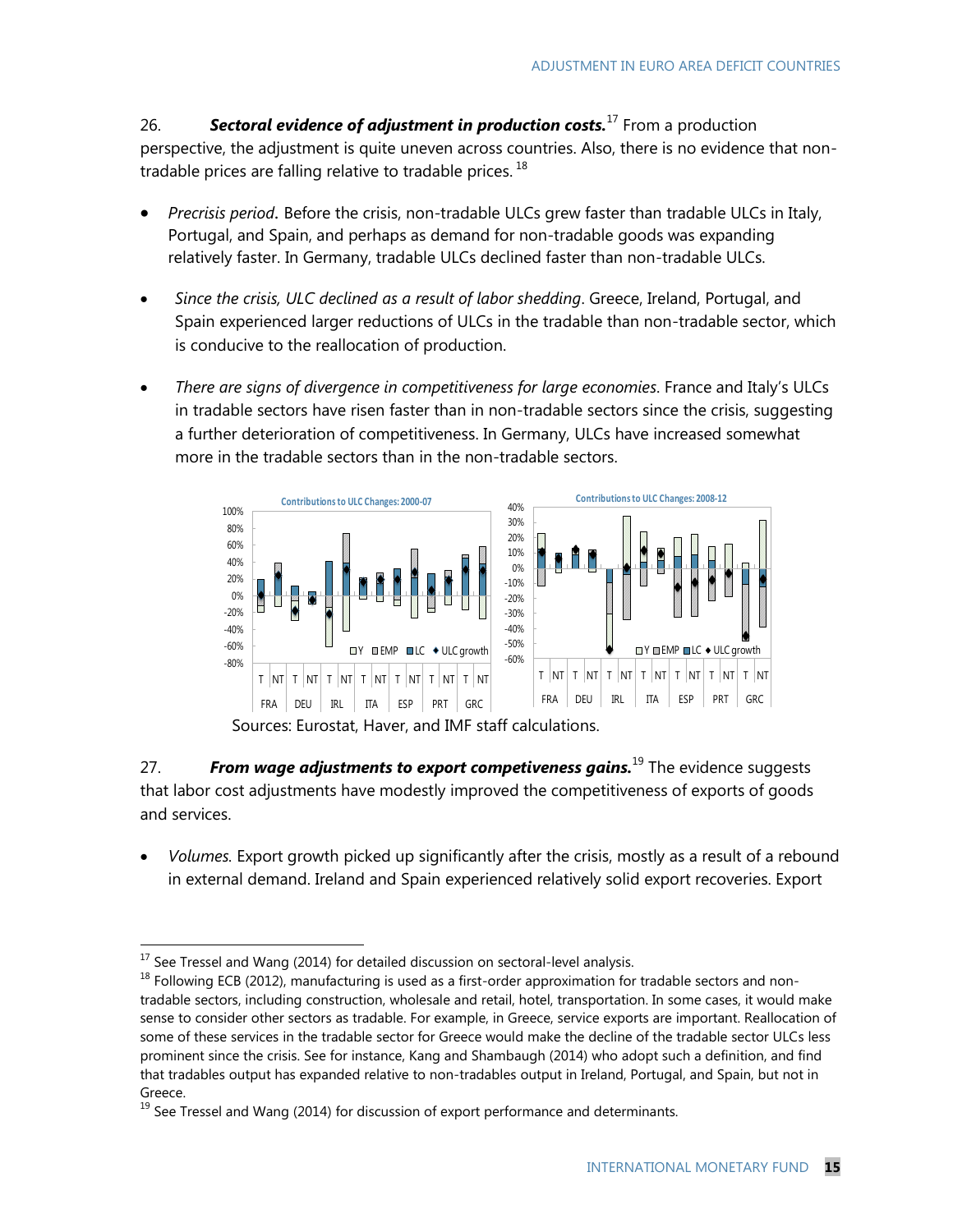26. ***Sectoral evidence of adjustment in production costs.***[17] From a production perspective, the adjustment is quite uneven across countries. Also, there is no evidence that non-tradable prices are falling relative to tradable prices.[18]

- *Precrisis period*. Before the crisis, non-tradable ULCs grew faster than tradable ULCs in Italy, Portugal, and Spain, and perhaps as demand for non-tradable goods was expanding relatively faster. In Germany, tradable ULCs declined faster than non-tradable ULCs.
- *Since the crisis, ULC declined as a result of labor shedding*. Greece, Ireland, Portugal, and Spain experienced larger reductions of ULCs in the tradable than non-tradable sector, which is conducive to the reallocation of production.
- *There are signs of divergence in competitiveness for large economies*. France and Italy's ULCs in tradable sectors have risen faster than in non-tradable sectors since the crisis, suggesting a further deterioration of competitiveness. In Germany, ULCs have increased somewhat more in the tradable sectors than in the non-tradable sectors.

Sources: Eurostat, Haver, and IMF staff calculations.

27. ***From wage adjustments to export competiveness gains.***[19] The evidence suggests that labor cost adjustments have modestly improved the competitiveness of exports of goods and services.

- *Volumes*. Export growth picked up significantly after the crisis, mostly as a result of a rebound in external demand. Ireland and Spain experienced relatively solid export recoveries. Export

---

[17] See Tressel and Wang (2014) for detailed discussion on sectoral-level analysis.

[18] Following ECB (2012), manufacturing is used as a first-order approximation for tradable sectors and non-tradable sectors, including construction, wholesale and retail, hotel, transportation. In some cases, it would make sense to consider other sectors as tradable. For example, in Greece, service exports are important. Reallocation of some of these services in the tradable sector for Greece would make the decline of the tradable sector ULCs less prominent since the crisis. See for instance, Kang and Shambaugh (2014) who adopt such a definition, and find that tradables output has expanded relative to non-tradables output in Ireland, Portugal, and Spain, but not in Greece.

[19] See Tressel and Wang (2014) for discussion of export performance and determinants.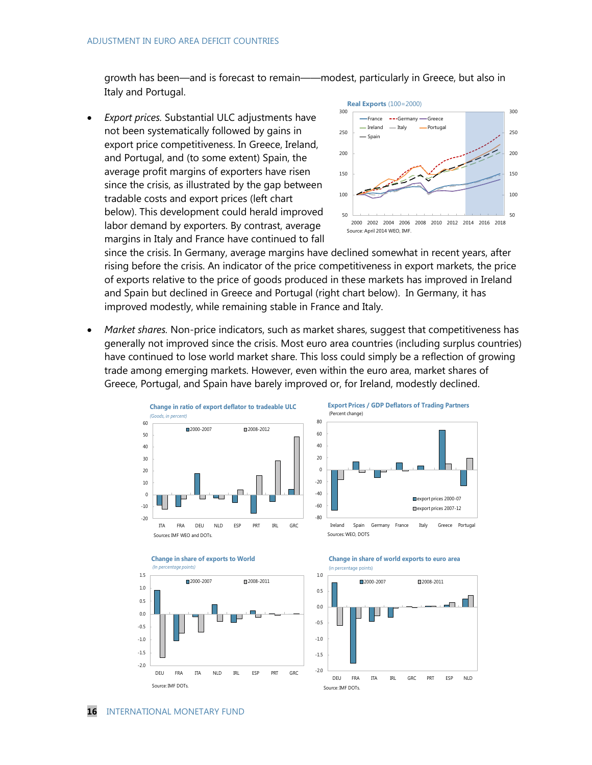growth has been—and is forecast to remain——modest, particularly in Greece, but also in Italy and Portugal.

- *Export prices.* Substantial ULC adjustments have not been systematically followed by gains in export price competitiveness. In Greece, Ireland, and Portugal, and (to some extent) Spain, the average profit margins of exporters have risen since the crisis, as illustrated by the gap between tradable costs and export prices (left chart below). This development could herald improved labor demand by exporters. By contrast, average margins in Italy and France have continued to fall since the crisis. In Germany, average margins have declined somewhat in recent years, after rising before the crisis. An indicator of the price competitiveness in export markets, the price of exports relative to the price of goods produced in these markets has improved in Ireland and Spain but declined in Greece and Portugal (right chart below). In Germany, it has improved modestly, while remaining stable in France and Italy.

- *Market shares.* Non-price indicators, such as market shares, suggest that competitiveness has generally not improved since the crisis. Most euro area countries (including surplus countries) have continued to lose world market share. This loss could simply be a reflection of growing trade among emerging markets. However, even within the euro area, market shares of Greece, Portugal, and Spain have barely improved or, for Ireland, modestly declined.

**Real Exports** (100=2000)

Source: April 2014 WEO, IMF.

**Change in ratio of export deflator to tradeable ULC**
*(Goods, in percent)*

Sources: IMF WEO and DOTs.

**Export Prices / GDP Deflators of Trading Partners**
(Percent change)

Sources: WEO, DOTS

**Change in share of exports to World**
*(In percentage points)*

Source: IMF DOTs.

**Change in share of world exports to euro area**
*(in percentage points)*

Source: IMF DOTs.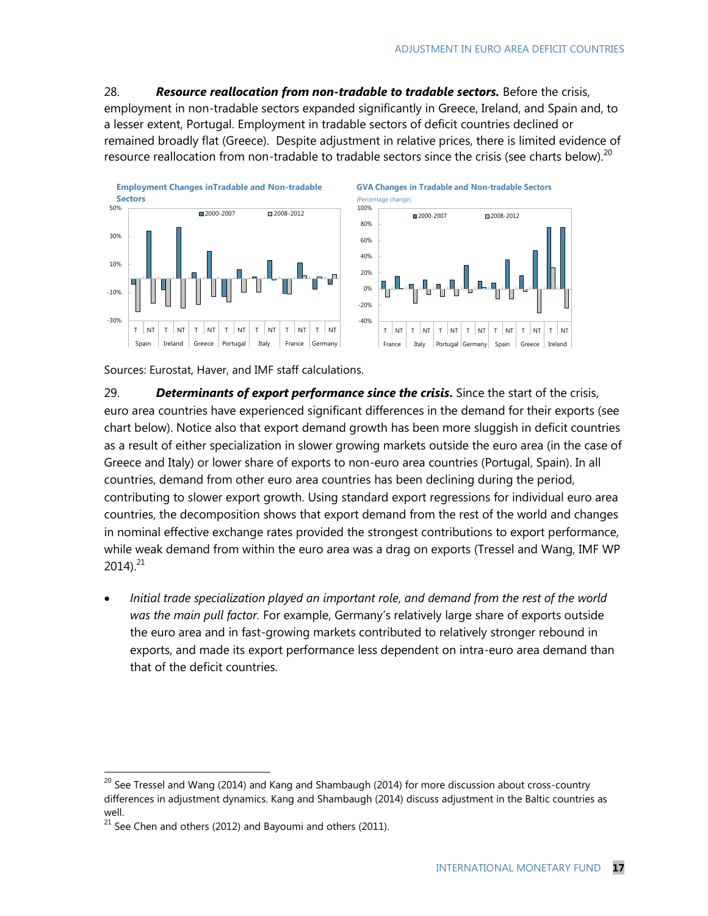28. ***Resource reallocation from non-tradable to tradable sectors.*** Before the crisis, employment in non-tradable sectors expanded significantly in Greece, Ireland, and Spain and, to a lesser extent, Portugal. Employment in tradable sectors of deficit countries declined or remained broadly flat (Greece). Despite adjustment in relative prices, there is limited evidence of resource reallocation from non-tradable to tradable sectors since the crisis (see charts below).[20]

**Employment Changes inTradable and Non-tradable Sectors**

**GVA Changes in Tradable and Non-tradable Sectors**
(Percentage change)

Sources: Eurostat, Haver, and IMF staff calculations.

29. ***Determinants of export performance since the crisis.*** Since the start of the crisis, euro area countries have experienced significant differences in the demand for their exports (see chart below). Notice also that export demand growth has been more sluggish in deficit countries as a result of either specialization in slower growing markets outside the euro area (in the case of Greece and Italy) or lower share of exports to non-euro area countries (Portugal, Spain). In all countries, demand from other euro area countries has been declining during the period, contributing to slower export growth. Using standard export regressions for individual euro area countries, the decomposition shows that export demand from the rest of the world and changes in nominal effective exchange rates provided the strongest contributions to export performance, while weak demand from within the euro area was a drag on exports (Tressel and Wang, IMF WP 2014).[21]

- *Initial trade specialization played an important role, and demand from the rest of the world was the main pull factor.* For example, Germany's relatively large share of exports outside the euro area and in fast-growing markets contributed to relatively stronger rebound in exports, and made its export performance less dependent on intra-euro area demand than that of the deficit countries.

[20] See Tressel and Wang (2014) and Kang and Shambaugh (2014) for more discussion about cross-country differences in adjustment dynamics. Kang and Shambaugh (2014) discuss adjustment in the Baltic countries as well.

[21] See Chen and others (2012) and Bayoumi and others (2011).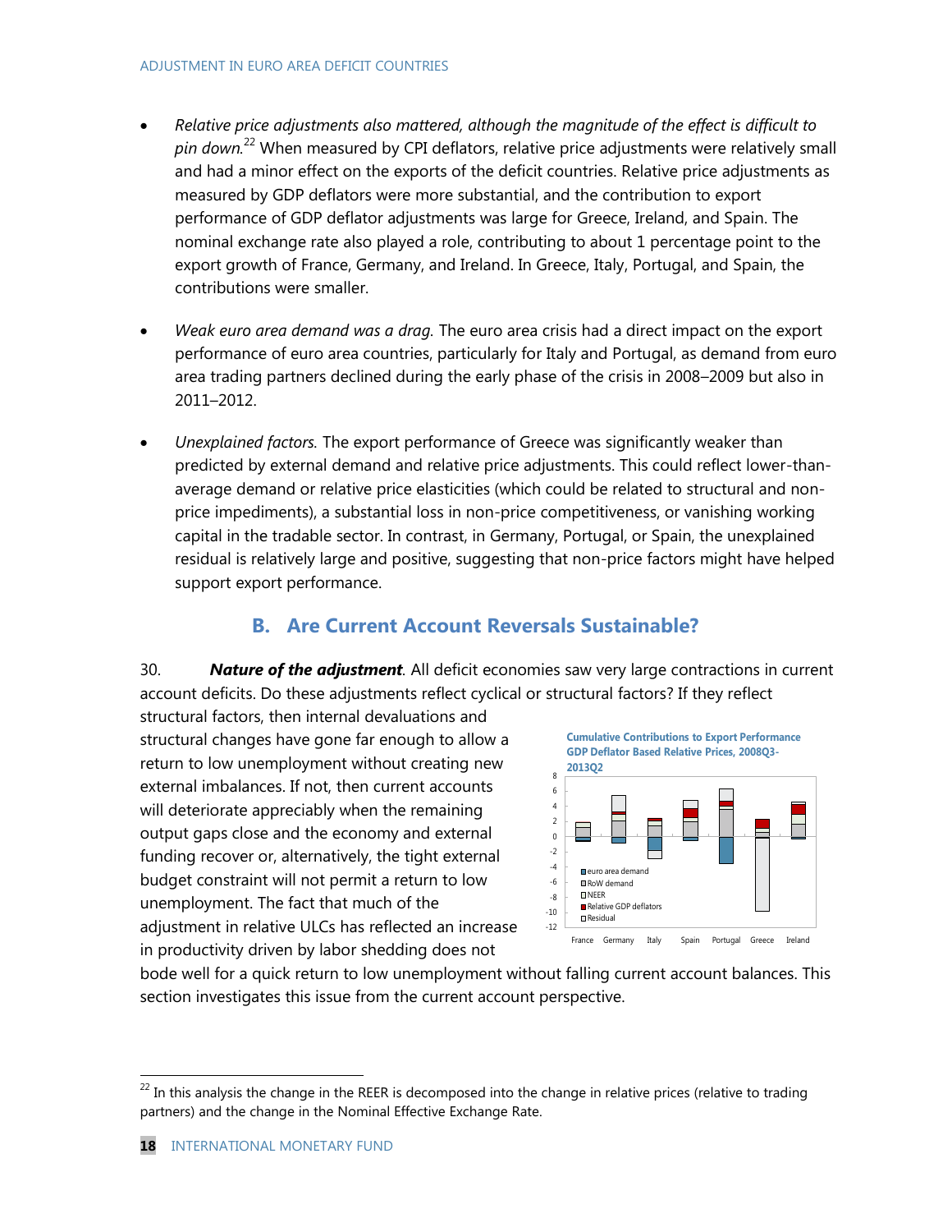- *Relative price adjustments also mattered, although the magnitude of the effect is difficult to pin down.*[22] When measured by CPI deflators, relative price adjustments were relatively small and had a minor effect on the exports of the deficit countries. Relative price adjustments as measured by GDP deflators were more substantial, and the contribution to export performance of GDP deflator adjustments was large for Greece, Ireland, and Spain. The nominal exchange rate also played a role, contributing to about 1 percentage point to the export growth of France, Germany, and Ireland. In Greece, Italy, Portugal, and Spain, the contributions were smaller.

- *Weak euro area demand was a drag.* The euro area crisis had a direct impact on the export performance of euro area countries, particularly for Italy and Portugal, as demand from euro area trading partners declined during the early phase of the crisis in 2008–2009 but also in 2011–2012.

- *Unexplained factors.* The export performance of Greece was significantly weaker than predicted by external demand and relative price adjustments. This could reflect lower-than-average demand or relative price elasticities (which could be related to structural and non-price impediments), a substantial loss in non-price competitiveness, or vanishing working capital in the tradable sector. In contrast, in Germany, Portugal, or Spain, the unexplained residual is relatively large and positive, suggesting that non-price factors might have helped support export performance.

## B. Are Current Account Reversals Sustainable?

30. ***Nature of the adjustment***. All deficit economies saw very large contractions in current account deficits. Do these adjustments reflect cyclical or structural factors? If they reflect structural factors, then internal devaluations and structural changes have gone far enough to allow a return to low unemployment without creating new external imbalances. If not, then current accounts will deteriorate appreciably when the remaining output gaps close and the economy and external funding recover or, alternatively, the tight external budget constraint will not permit a return to low unemployment. The fact that much of the adjustment in relative ULCs has reflected an increase in productivity driven by labor shedding does not bode well for a quick return to low unemployment without falling current account balances. This section investigates this issue from the current account perspective.

**Cumulative Contributions to Export Performance GDP Deflator Based Relative Prices, 2008Q3-2013Q2**

---

[22] In this analysis the change in the REER is decomposed into the change in relative prices (relative to trading partners) and the change in the Nominal Effective Exchange Rate.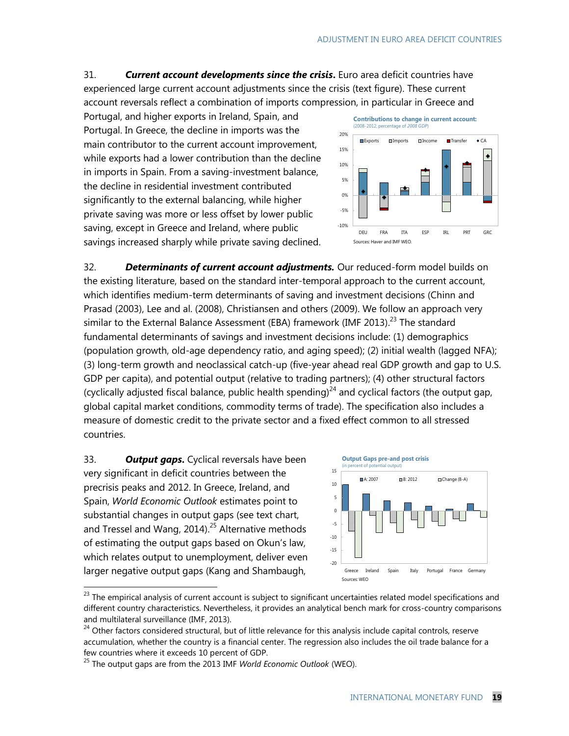31. ***Current account developments since the crisis.*** Euro area deficit countries have experienced large current account adjustments since the crisis (text figure). These current account reversals reflect a combination of imports compression, in particular in Greece and Portugal, and higher exports in Ireland, Spain, and Portugal. In Greece, the decline in imports was the main contributor to the current account improvement, while exports had a lower contribution than the decline in imports in Spain. From a saving-investment balance, the decline in residential investment contributed significantly to the external balancing, while higher private saving was more or less offset by lower public saving, except in Greece and Ireland, where public savings increased sharply while private saving declined.

**Contributions to change in current account:**
(2008-2012, percentage of *2008 GDP*)

Sources: Haver and IMF WEO.

32. ***Determinants of current account adjustments.*** Our reduced-form model builds on the existing literature, based on the standard inter-temporal approach to the current account, which identifies medium-term determinants of saving and investment decisions (Chinn and Prasad (2003), Lee and al. (2008), Christiansen and others (2009). We follow an approach very similar to the External Balance Assessment (EBA) framework (IMF 2013).[23] The standard fundamental determinants of savings and investment decisions include: (1) demographics (population growth, old-age dependency ratio, and aging speed); (2) initial wealth (lagged NFA); (3) long-term growth and neoclassical catch-up (five-year ahead real GDP growth and gap to U.S. GDP per capita), and potential output (relative to trading partners); (4) other structural factors (cyclically adjusted fiscal balance, public health spending)[24] and cyclical factors (the output gap, global capital market conditions, commodity terms of trade). The specification also includes a measure of domestic credit to the private sector and a fixed effect common to all stressed countries.

33. ***Output gaps.*** Cyclical reversals have been very significant in deficit countries between the precrisis peaks and 2012. In Greece, Ireland, and Spain, *World Economic Outlook* estimates point to substantial changes in output gaps (see text chart, and Tressel and Wang, 2014).[25] Alternative methods of estimating the output gaps based on Okun's law, which relates output to unemployment, deliver even larger negative output gaps (Kang and Shambaugh,

**Output Gaps pre-and post crisis**
(in percent of potential output)

Sources: WEO

---

[23] The empirical analysis of current account is subject to significant uncertainties related model specifications and different country characteristics. Nevertheless, it provides an analytical bench mark for cross-country comparisons and multilateral surveillance (IMF, 2013).

[24] Other factors considered structural, but of little relevance for this analysis include capital controls, reserve accumulation, whether the country is a financial center. The regression also includes the oil trade balance for a few countries where it exceeds 10 percent of GDP.

[25] The output gaps are from the 2013 IMF *World Economic Outlook* (WEO).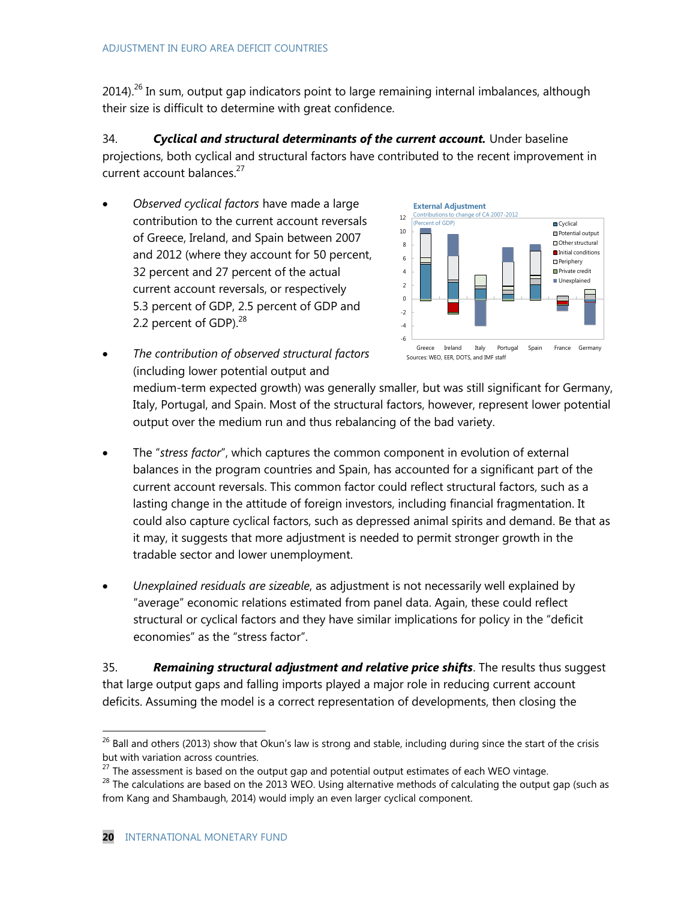2014).[26] In sum, output gap indicators point to large remaining internal imbalances, although their size is difficult to determine with great confidence.

34. ***Cyclical and structural determinants of the current account.*** Under baseline projections, both cyclical and structural factors have contributed to the recent improvement in current account balances.[27]

- *Observed cyclical factors* have made a large contribution to the current account reversals of Greece, Ireland, and Spain between 2007 and 2012 (where they account for 50 percent, 32 percent and 27 percent of the actual current account reversals, or respectively 5.3 percent of GDP, 2.5 percent of GDP and 2.2 percent of GDP).[28]

- *The contribution of observed structural factors* (including lower potential output and medium-term expected growth) was generally smaller, but was still significant for Germany, Italy, Portugal, and Spain. Most of the structural factors, however, represent lower potential output over the medium run and thus rebalancing of the bad variety.

- The "*stress factor*", which captures the common component in evolution of external balances in the program countries and Spain, has accounted for a significant part of the current account reversals. This common factor could reflect structural factors, such as a lasting change in the attitude of foreign investors, including financial fragmentation. It could also capture cyclical factors, such as depressed animal spirits and demand. Be that as it may, it suggests that more adjustment is needed to permit stronger growth in the tradable sector and lower unemployment.

- *Unexplained residuals are sizeable*, as adjustment is not necessarily well explained by "average" economic relations estimated from panel data. Again, these could reflect structural or cyclical factors and they have similar implications for policy in the "deficit economies" as the "stress factor".

**External Adjustment**
Contributions to change of CA 2007-2012
(Percent of GDP)

Legend: Cyclical; Potential output; Other structural; Initial conditions; Periphery; Private credit; Unexplained

Countries: Greece, Ireland, Italy, Portugal, Spain, France, Germany

Sources: WEO, EER, DOTS, and IMF staff

35. ***Remaining structural adjustment and relative price shifts***. The results thus suggest that large output gaps and falling imports played a major role in reducing current account deficits. Assuming the model is a correct representation of developments, then closing the

---

[26] Ball and others (2013) show that Okun's law is strong and stable, including during since the start of the crisis but with variation across countries.

[27] The assessment is based on the output gap and potential output estimates of each WEO vintage.

[28] The calculations are based on the 2013 WEO. Using alternative methods of calculating the output gap (such as from Kang and Shambaugh, 2014) would imply an even larger cyclical component.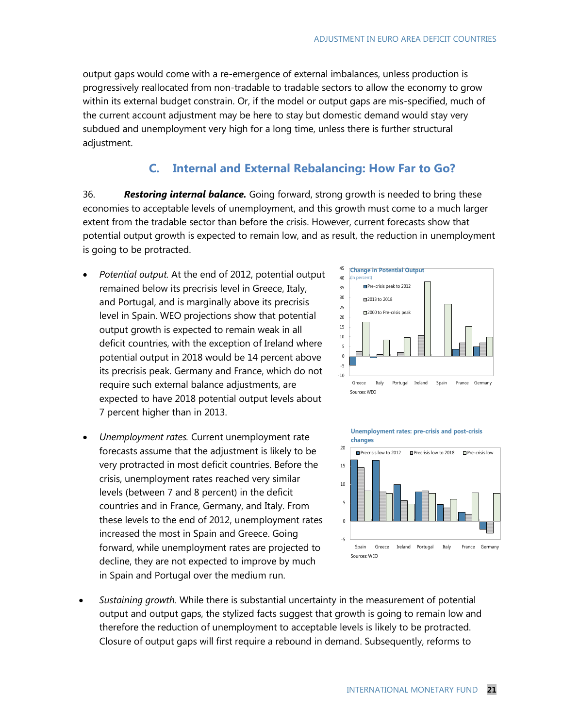output gaps would come with a re-emergence of external imbalances, unless production is progressively reallocated from non-tradable to tradable sectors to allow the economy to grow within its external budget constrain. Or, if the model or output gaps are mis-specified, much of the current account adjustment may be here to stay but domestic demand would stay very subdued and unemployment very high for a long time, unless there is further structural adjustment.

## C. Internal and External Rebalancing: How Far to Go?

36. ***Restoring internal balance.*** Going forward, strong growth is needed to bring these economies to acceptable levels of unemployment, and this growth must come to a much larger extent from the tradable sector than before the crisis. However, current forecasts show that potential output growth is expected to remain low, and as result, the reduction in unemployment is going to be protracted.

- *Potential output.* At the end of 2012, potential output remained below its precrisis level in Greece, Italy, and Portugal, and is marginally above its precrisis level in Spain. WEO projections show that potential output growth is expected to remain weak in all deficit countries, with the exception of Ireland where potential output in 2018 would be 14 percent above its precrisis peak. Germany and France, which do not require such external balance adjustments, are expected to have 2018 potential output levels about 7 percent higher than in 2013.

**Change in Potential Output**
(In percent)

Sources: WEO

- *Unemployment rates.* Current unemployment rate forecasts assume that the adjustment is likely to be very protracted in most deficit countries. Before the crisis, unemployment rates reached very similar levels (between 7 and 8 percent) in the deficit countries and in France, Germany, and Italy. From these levels to the end of 2012, unemployment rates increased the most in Spain and Greece. Going forward, while unemployment rates are projected to decline, they are not expected to improve by much in Spain and Portugal over the medium run.

**Unemployment rates: pre-crisis and post-crisis changes**

Sources: WEO

- *Sustaining growth.* While there is substantial uncertainty in the measurement of potential output and output gaps, the stylized facts suggest that growth is going to remain low and therefore the reduction of unemployment to acceptable levels is likely to be protracted. Closure of output gaps will first require a rebound in demand. Subsequently, reforms to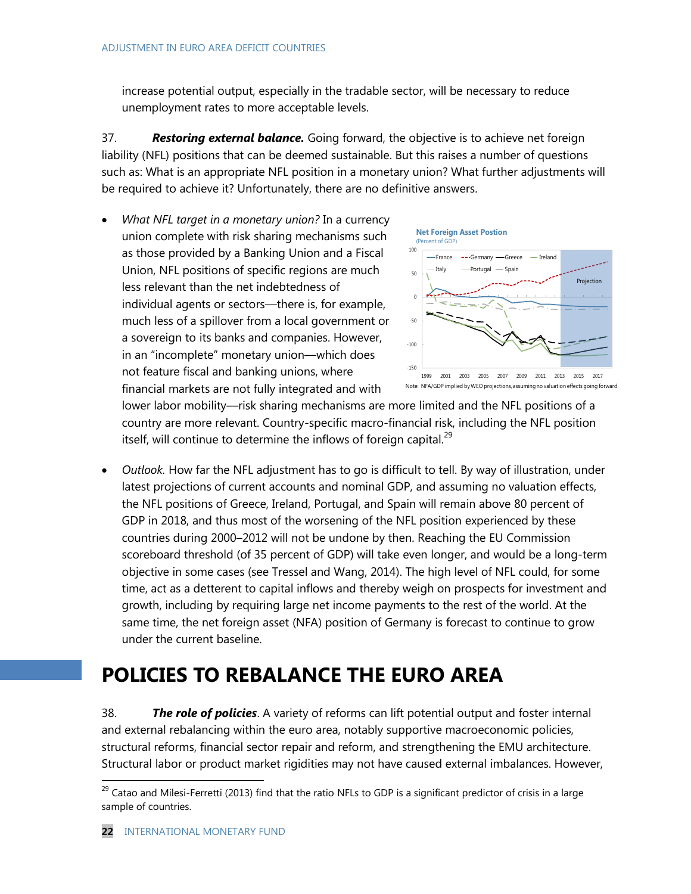increase potential output, especially in the tradable sector, will be necessary to reduce unemployment rates to more acceptable levels.

37. ***Restoring external balance.*** Going forward, the objective is to achieve net foreign liability (NFL) positions that can be deemed sustainable. But this raises a number of questions such as: What is an appropriate NFL position in a monetary union? What further adjustments will be required to achieve it? Unfortunately, there are no definitive answers.

- *What NFL target in a monetary union?* In a currency union complete with risk sharing mechanisms such as those provided by a Banking Union and a Fiscal Union, NFL positions of specific regions are much less relevant than the net indebtedness of individual agents or sectors—there is, for example, much less of a spillover from a local government or a sovereign to its banks and companies. However, in an "incomplete" monetary union—which does not feature fiscal and banking unions, where financial markets are not fully integrated and with lower labor mobility—risk sharing mechanisms are more limited and the NFL positions of a country are more relevant. Country-specific macro-financial risk, including the NFL position itself, will continue to determine the inflows of foreign capital.[29]

**Net Foreign Asset Postion**
(Percent of GDP)

Note: NFA/GDP implied by WEO projections, assuming no valuation effects going forward.

- *Outlook.* How far the NFL adjustment has to go is difficult to tell. By way of illustration, under latest projections of current accounts and nominal GDP, and assuming no valuation effects, the NFL positions of Greece, Ireland, Portugal, and Spain will remain above 80 percent of GDP in 2018, and thus most of the worsening of the NFL position experienced by these countries during 2000–2012 will not be undone by then. Reaching the EU Commission scoreboard threshold (of 35 percent of GDP) will take even longer, and would be a long-term objective in some cases (see Tressel and Wang, 2014). The high level of NFL could, for some time, act as a detterent to capital inflows and thereby weigh on prospects for investment and growth, including by requiring large net income payments to the rest of the world. At the same time, the net foreign asset (NFA) position of Germany is forecast to continue to grow under the current baseline.

# POLICIES TO REBALANCE THE EURO AREA

38. ***The role of policies***. A variety of reforms can lift potential output and foster internal and external rebalancing within the euro area, notably supportive macroeconomic policies, structural reforms, financial sector repair and reform, and strengthening the EMU architecture. Structural labor or product market rigidities may not have caused external imbalances. However,

[29] Catao and Milesi-Ferretti (2013) find that the ratio NFLs to GDP is a significant predictor of crisis in a large sample of countries.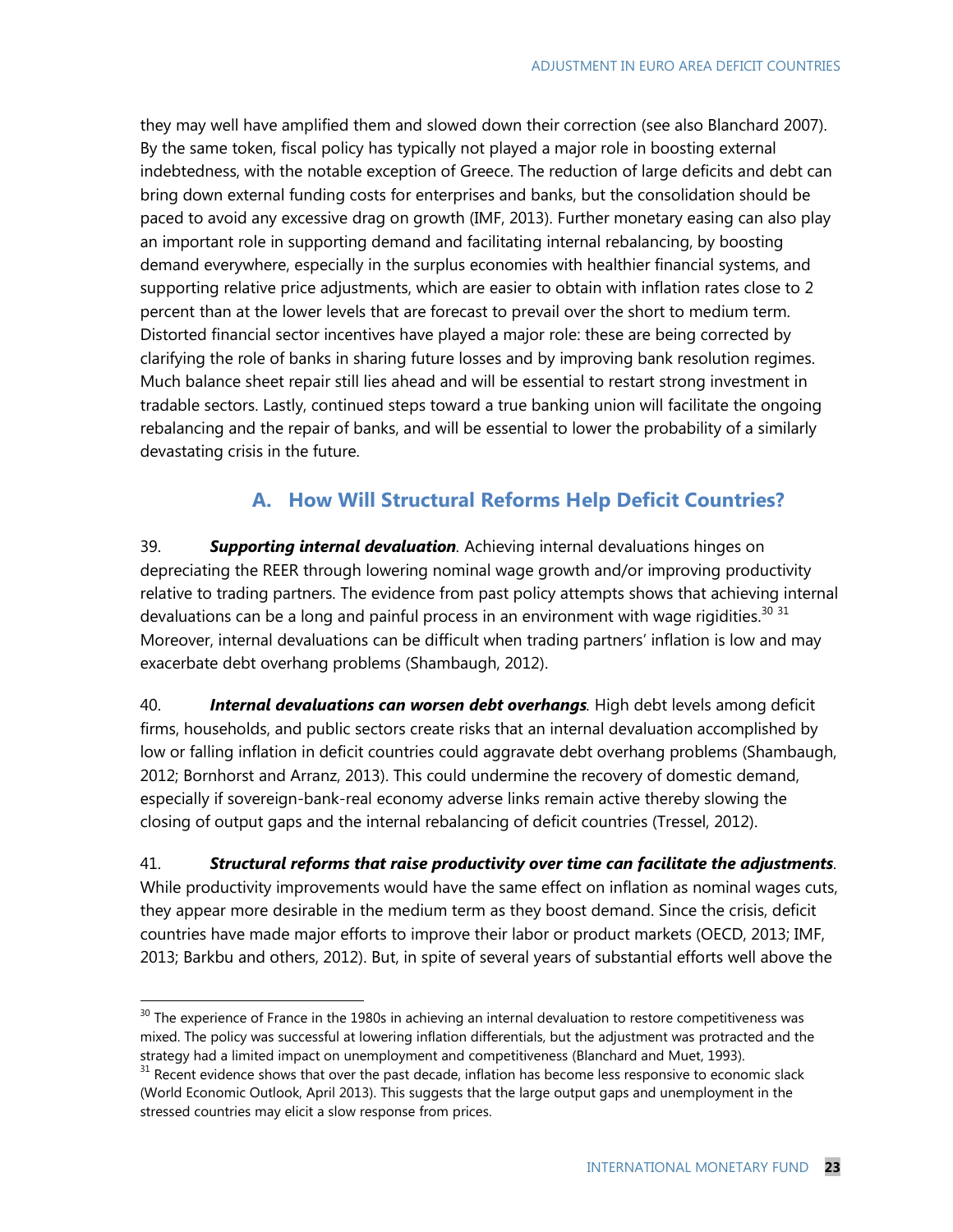they may well have amplified them and slowed down their correction (see also Blanchard 2007). By the same token, fiscal policy has typically not played a major role in boosting external indebtedness, with the notable exception of Greece. The reduction of large deficits and debt can bring down external funding costs for enterprises and banks, but the consolidation should be paced to avoid any excessive drag on growth (IMF, 2013). Further monetary easing can also play an important role in supporting demand and facilitating internal rebalancing, by boosting demand everywhere, especially in the surplus economies with healthier financial systems, and supporting relative price adjustments, which are easier to obtain with inflation rates close to 2 percent than at the lower levels that are forecast to prevail over the short to medium term. Distorted financial sector incentives have played a major role: these are being corrected by clarifying the role of banks in sharing future losses and by improving bank resolution regimes. Much balance sheet repair still lies ahead and will be essential to restart strong investment in tradable sectors. Lastly, continued steps toward a true banking union will facilitate the ongoing rebalancing and the repair of banks, and will be essential to lower the probability of a similarly devastating crisis in the future.

## A. How Will Structural Reforms Help Deficit Countries?

39. ***Supporting internal devaluation***. Achieving internal devaluations hinges on depreciating the REER through lowering nominal wage growth and/or improving productivity relative to trading partners. The evidence from past policy attempts shows that achieving internal devaluations can be a long and painful process in an environment with wage rigidities.[30] [31] Moreover, internal devaluations can be difficult when trading partners' inflation is low and may exacerbate debt overhang problems (Shambaugh, 2012).

40. ***Internal devaluations can worsen debt overhangs***. High debt levels among deficit firms, households, and public sectors create risks that an internal devaluation accomplished by low or falling inflation in deficit countries could aggravate debt overhang problems (Shambaugh, 2012; Bornhorst and Arranz, 2013). This could undermine the recovery of domestic demand, especially if sovereign-bank-real economy adverse links remain active thereby slowing the closing of output gaps and the internal rebalancing of deficit countries (Tressel, 2012).

41. ***Structural reforms that raise productivity over time can facilitate the adjustments***. While productivity improvements would have the same effect on inflation as nominal wages cuts, they appear more desirable in the medium term as they boost demand. Since the crisis, deficit countries have made major efforts to improve their labor or product markets (OECD, 2013; IMF, 2013; Barkbu and others, 2012). But, in spite of several years of substantial efforts well above the

---

[30] The experience of France in the 1980s in achieving an internal devaluation to restore competitiveness was mixed. The policy was successful at lowering inflation differentials, but the adjustment was protracted and the strategy had a limited impact on unemployment and competitiveness (Blanchard and Muet, 1993).

[31] Recent evidence shows that over the past decade, inflation has become less responsive to economic slack (World Economic Outlook, April 2013). This suggests that the large output gaps and unemployment in the stressed countries may elicit a slow response from prices.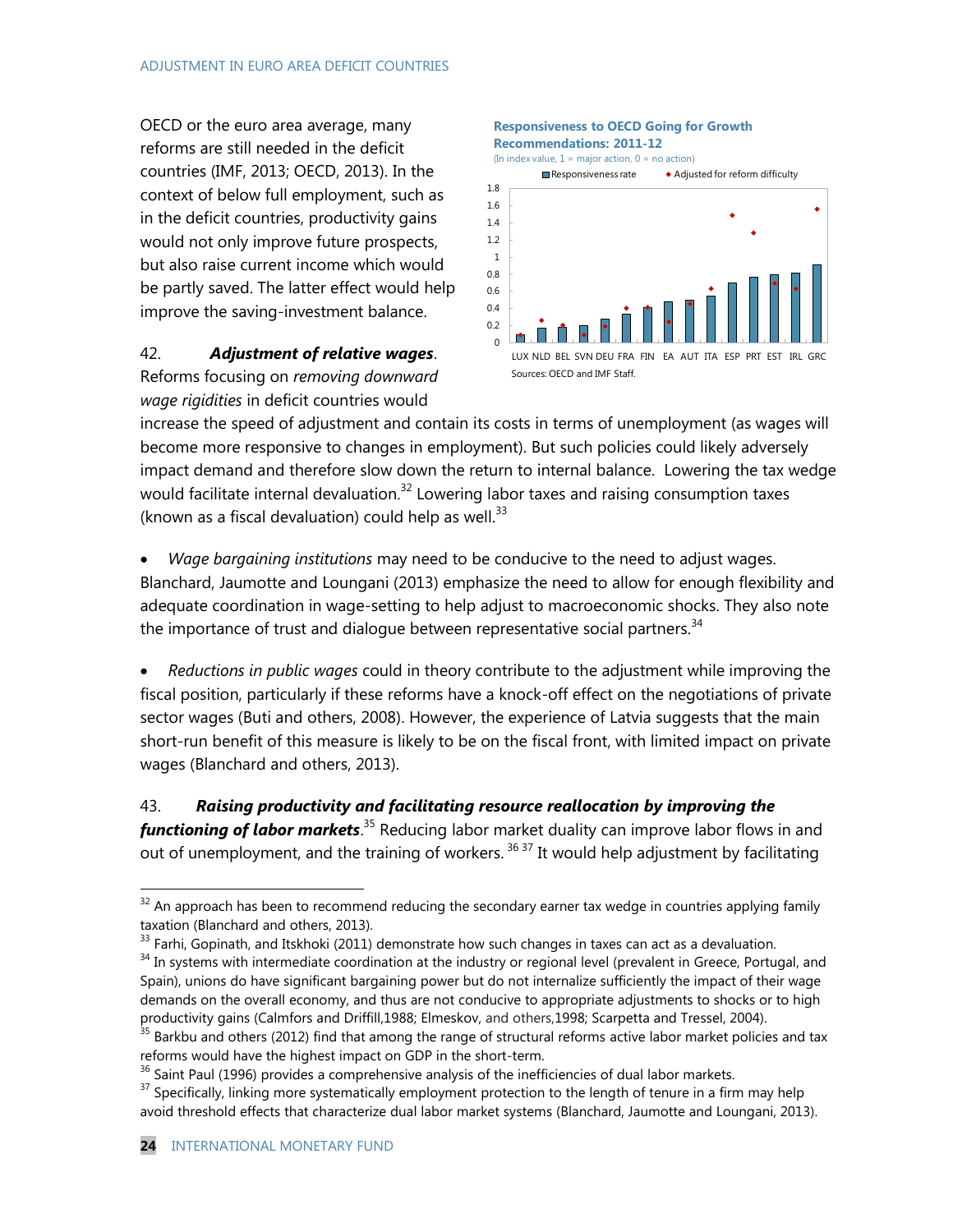OECD or the euro area average, many reforms are still needed in the deficit countries (IMF, 2013; OECD, 2013). In the context of below full employment, such as in the deficit countries, productivity gains would not only improve future prospects, but also raise current income which would be partly saved. The latter effect would help improve the saving-investment balance.

**Responsiveness to OECD Going for Growth Recommendations: 2011-12**

(In index value, 1 = major action, 0 = no action)

Sources: OECD and IMF Staff.

42. ***Adjustment of relative wages***. Reforms focusing on *removing downward wage rigidities* in deficit countries would increase the speed of adjustment and contain its costs in terms of unemployment (as wages will become more responsive to changes in employment). But such policies could likely adversely impact demand and therefore slow down the return to internal balance. Lowering the tax wedge would facilitate internal devaluation.[32] Lowering labor taxes and raising consumption taxes (known as a fiscal devaluation) could help as well.[33]

- *Wage bargaining institutions* may need to be conducive to the need to adjust wages. Blanchard, Jaumotte and Loungani (2013) emphasize the need to allow for enough flexibility and adequate coordination in wage-setting to help adjust to macroeconomic shocks. They also note the importance of trust and dialogue between representative social partners.[34]

- *Reductions in public wages* could in theory contribute to the adjustment while improving the fiscal position, particularly if these reforms have a knock-off effect on the negotiations of private sector wages (Buti and others, 2008). However, the experience of Latvia suggests that the main short-run benefit of this measure is likely to be on the fiscal front, with limited impact on private wages (Blanchard and others, 2013).

43. ***Raising productivity and facilitating resource reallocation by improving the functioning of labor markets***.[35] Reducing labor market duality can improve labor flows in and out of unemployment, and the training of workers.[36] [37] It would help adjustment by facilitating

---

[32] An approach has been to recommend reducing the secondary earner tax wedge in countries applying family taxation (Blanchard and others, 2013).

[33] Farhi, Gopinath, and Itskhoki (2011) demonstrate how such changes in taxes can act as a devaluation.

[34] In systems with intermediate coordination at the industry or regional level (prevalent in Greece, Portugal, and Spain), unions do have significant bargaining power but do not internalize sufficiently the impact of their wage demands on the overall economy, and thus are not conducive to appropriate adjustments to shocks or to high productivity gains (Calmfors and Driffill,1988; Elmeskov, and others,1998; Scarpetta and Tressel, 2004).

[35] Barkbu and others (2012) find that among the range of structural reforms active labor market policies and tax reforms would have the highest impact on GDP in the short-term.

[36] Saint Paul (1996) provides a comprehensive analysis of the inefficiencies of dual labor markets.

[37] Specifically, linking more systematically employment protection to the length of tenure in a firm may help avoid threshold effects that characterize dual labor market systems (Blanchard, Jaumotte and Loungani, 2013).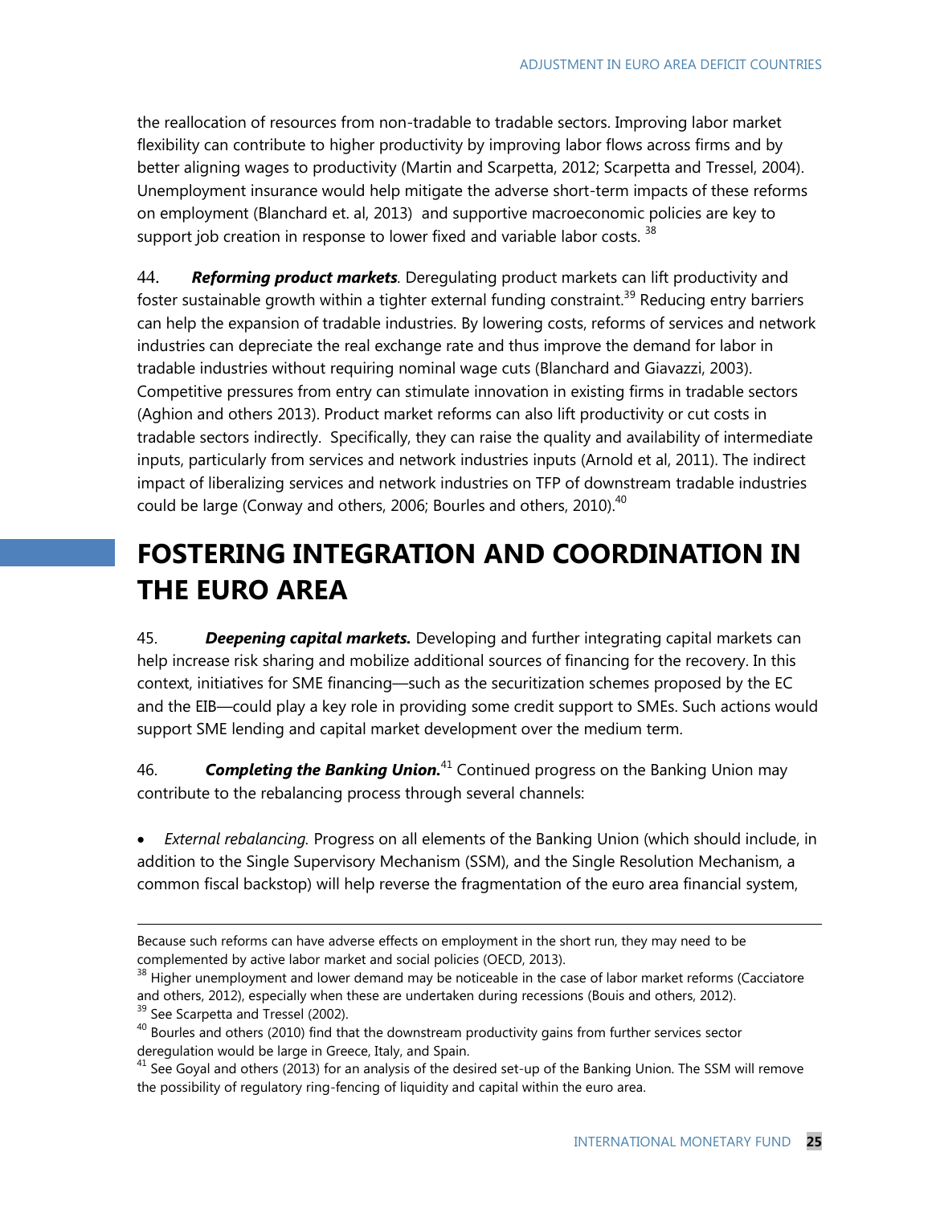the reallocation of resources from non-tradable to tradable sectors. Improving labor market flexibility can contribute to higher productivity by improving labor flows across firms and by better aligning wages to productivity (Martin and Scarpetta, 2012; Scarpetta and Tressel, 2004). Unemployment insurance would help mitigate the adverse short-term impacts of these reforms on employment (Blanchard et. al, 2013) and supportive macroeconomic policies are key to support job creation in response to lower fixed and variable labor costs. [38]

44. ***Reforming product markets***. Deregulating product markets can lift productivity and foster sustainable growth within a tighter external funding constraint.[39] Reducing entry barriers can help the expansion of tradable industries. By lowering costs, reforms of services and network industries can depreciate the real exchange rate and thus improve the demand for labor in tradable industries without requiring nominal wage cuts (Blanchard and Giavazzi, 2003). Competitive pressures from entry can stimulate innovation in existing firms in tradable sectors (Aghion and others 2013). Product market reforms can also lift productivity or cut costs in tradable sectors indirectly. Specifically, they can raise the quality and availability of intermediate inputs, particularly from services and network industries inputs (Arnold et al, 2011). The indirect impact of liberalizing services and network industries on TFP of downstream tradable industries could be large (Conway and others, 2006; Bourles and others, 2010).[40]

# FOSTERING INTEGRATION AND COORDINATION IN THE EURO AREA

45. ***Deepening capital markets.*** Developing and further integrating capital markets can help increase risk sharing and mobilize additional sources of financing for the recovery. In this context, initiatives for SME financing—such as the securitization schemes proposed by the EC and the EIB—could play a key role in providing some credit support to SMEs. Such actions would support SME lending and capital market development over the medium term.

46. ***Completing the Banking Union.***[41] Continued progress on the Banking Union may contribute to the rebalancing process through several channels:

- *External rebalancing.* Progress on all elements of the Banking Union (which should include, in addition to the Single Supervisory Mechanism (SSM), and the Single Resolution Mechanism, a common fiscal backstop) will help reverse the fragmentation of the euro area financial system,

---

Because such reforms can have adverse effects on employment in the short run, they may need to be complemented by active labor market and social policies (OECD, 2013).

[38] Higher unemployment and lower demand may be noticeable in the case of labor market reforms (Cacciatore and others, 2012), especially when these are undertaken during recessions (Bouis and others, 2012).

[39] See Scarpetta and Tressel (2002).

[40] Bourles and others (2010) find that the downstream productivity gains from further services sector deregulation would be large in Greece, Italy, and Spain.

[41] See Goyal and others (2013) for an analysis of the desired set-up of the Banking Union. The SSM will remove the possibility of regulatory ring-fencing of liquidity and capital within the euro area.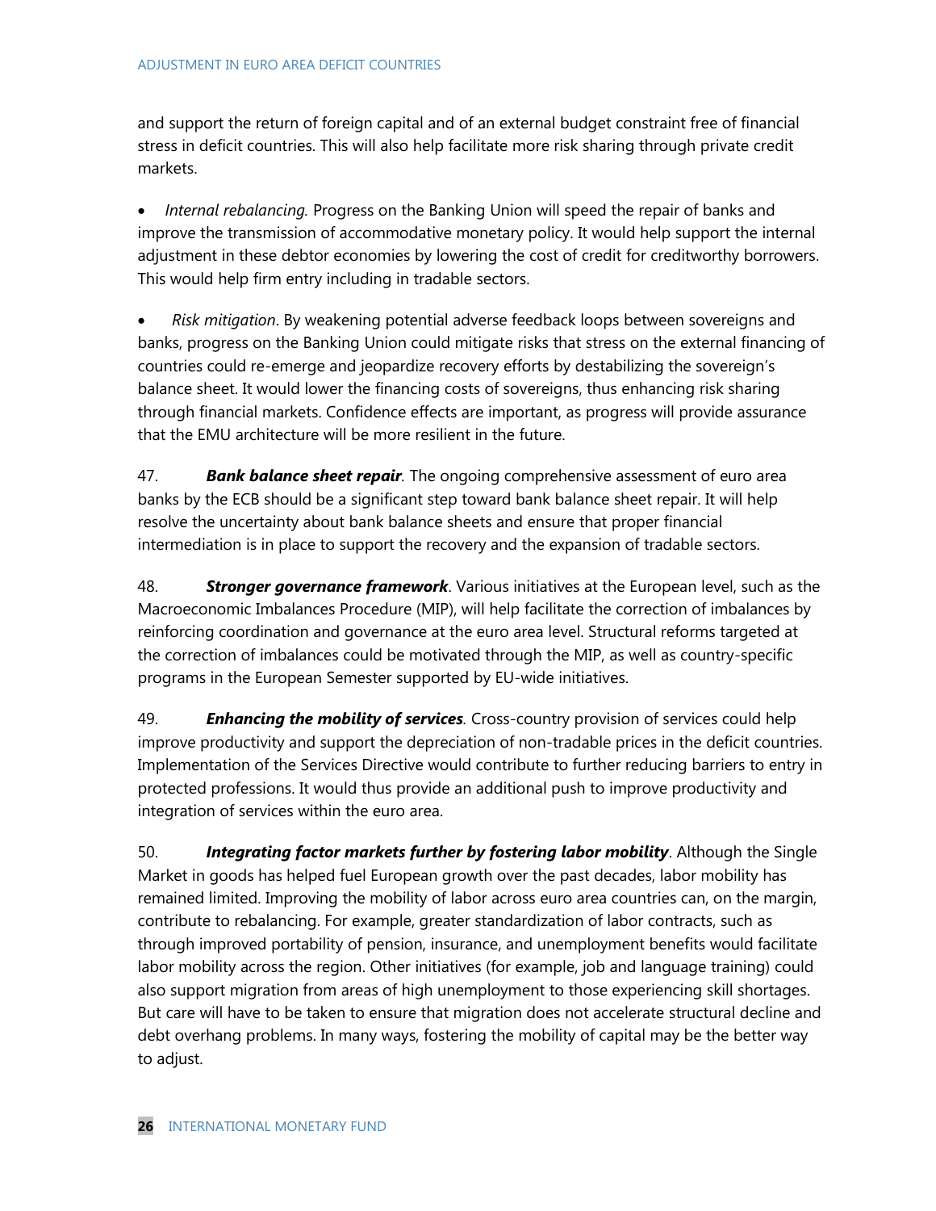and support the return of foreign capital and of an external budget constraint free of financial stress in deficit countries. This will also help facilitate more risk sharing through private credit markets.

- *Internal rebalancing.* Progress on the Banking Union will speed the repair of banks and improve the transmission of accommodative monetary policy. It would help support the internal adjustment in these debtor economies by lowering the cost of credit for creditworthy borrowers. This would help firm entry including in tradable sectors.

- *Risk mitigation*. By weakening potential adverse feedback loops between sovereigns and banks, progress on the Banking Union could mitigate risks that stress on the external financing of countries could re-emerge and jeopardize recovery efforts by destabilizing the sovereign's balance sheet. It would lower the financing costs of sovereigns, thus enhancing risk sharing through financial markets. Confidence effects are important, as progress will provide assurance that the EMU architecture will be more resilient in the future.

47. ***Bank balance sheet repair***. The ongoing comprehensive assessment of euro area banks by the ECB should be a significant step toward bank balance sheet repair. It will help resolve the uncertainty about bank balance sheets and ensure that proper financial intermediation is in place to support the recovery and the expansion of tradable sectors.

48. ***Stronger governance framework***. Various initiatives at the European level, such as the Macroeconomic Imbalances Procedure (MIP), will help facilitate the correction of imbalances by reinforcing coordination and governance at the euro area level. Structural reforms targeted at the correction of imbalances could be motivated through the MIP, as well as country-specific programs in the European Semester supported by EU-wide initiatives.

49. ***Enhancing the mobility of services***. Cross-country provision of services could help improve productivity and support the depreciation of non-tradable prices in the deficit countries. Implementation of the Services Directive would contribute to further reducing barriers to entry in protected professions. It would thus provide an additional push to improve productivity and integration of services within the euro area.

50. ***Integrating factor markets further by fostering labor mobility***. Although the Single Market in goods has helped fuel European growth over the past decades, labor mobility has remained limited. Improving the mobility of labor across euro area countries can, on the margin, contribute to rebalancing. For example, greater standardization of labor contracts, such as through improved portability of pension, insurance, and unemployment benefits would facilitate labor mobility across the region. Other initiatives (for example, job and language training) could also support migration from areas of high unemployment to those experiencing skill shortages. But care will have to be taken to ensure that migration does not accelerate structural decline and debt overhang problems. In many ways, fostering the mobility of capital may be the better way to adjust.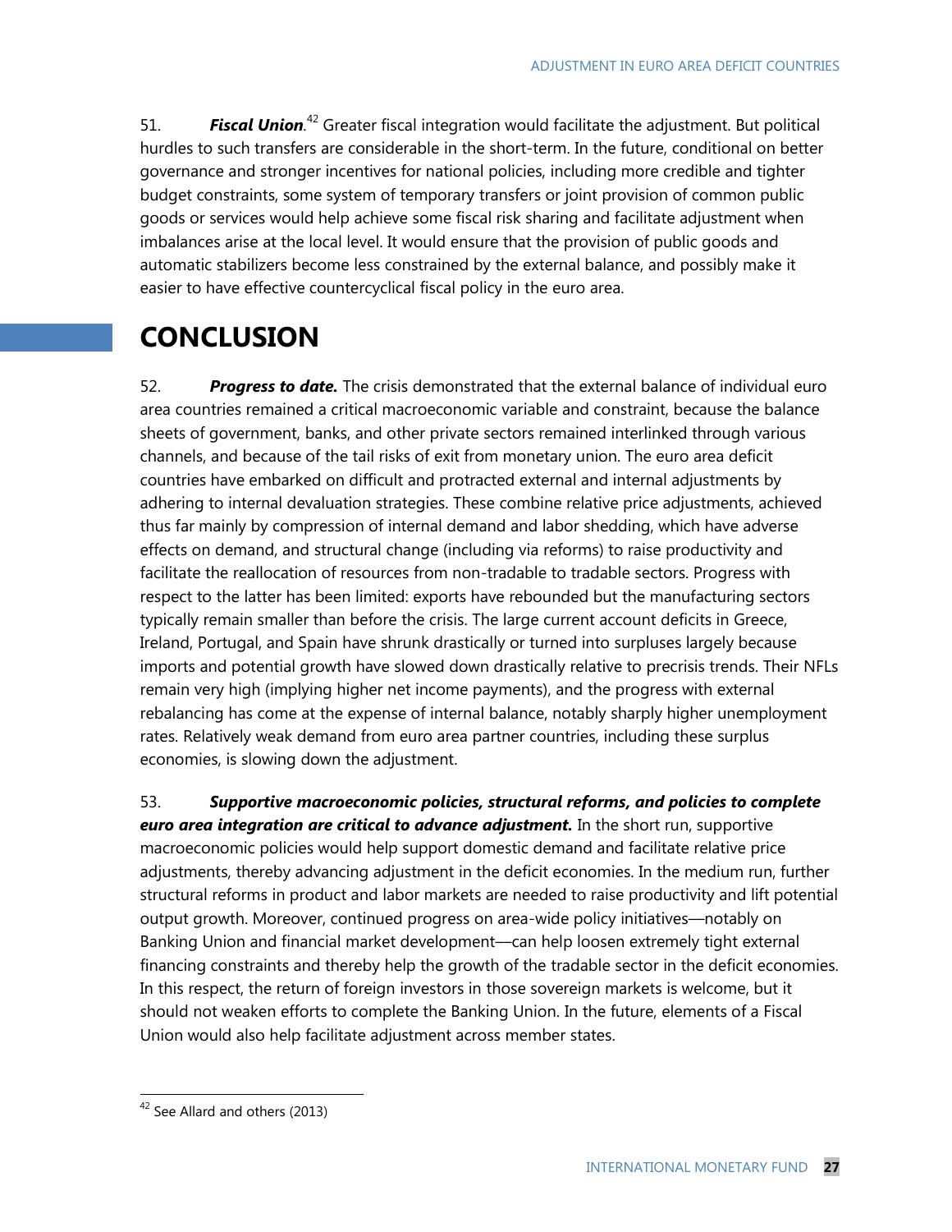51. ***Fiscal Union***.[42] Greater fiscal integration would facilitate the adjustment. But political hurdles to such transfers are considerable in the short-term. In the future, conditional on better governance and stronger incentives for national policies, including more credible and tighter budget constraints, some system of temporary transfers or joint provision of common public goods or services would help achieve some fiscal risk sharing and facilitate adjustment when imbalances arise at the local level. It would ensure that the provision of public goods and automatic stabilizers become less constrained by the external balance, and possibly make it easier to have effective countercyclical fiscal policy in the euro area.

# CONCLUSION

52. ***Progress to date.*** The crisis demonstrated that the external balance of individual euro area countries remained a critical macroeconomic variable and constraint, because the balance sheets of government, banks, and other private sectors remained interlinked through various channels, and because of the tail risks of exit from monetary union. The euro area deficit countries have embarked on difficult and protracted external and internal adjustments by adhering to internal devaluation strategies. These combine relative price adjustments, achieved thus far mainly by compression of internal demand and labor shedding, which have adverse effects on demand, and structural change (including via reforms) to raise productivity and facilitate the reallocation of resources from non-tradable to tradable sectors. Progress with respect to the latter has been limited: exports have rebounded but the manufacturing sectors typically remain smaller than before the crisis. The large current account deficits in Greece, Ireland, Portugal, and Spain have shrunk drastically or turned into surpluses largely because imports and potential growth have slowed down drastically relative to precrisis trends. Their NFLs remain very high (implying higher net income payments), and the progress with external rebalancing has come at the expense of internal balance, notably sharply higher unemployment rates. Relatively weak demand from euro area partner countries, including these surplus economies, is slowing down the adjustment.

53. ***Supportive macroeconomic policies, structural reforms, and policies to complete euro area integration are critical to advance adjustment.*** In the short run, supportive macroeconomic policies would help support domestic demand and facilitate relative price adjustments, thereby advancing adjustment in the deficit economies. In the medium run, further structural reforms in product and labor markets are needed to raise productivity and lift potential output growth. Moreover, continued progress on area-wide policy initiatives—notably on Banking Union and financial market development—can help loosen extremely tight external financing constraints and thereby help the growth of the tradable sector in the deficit economies. In this respect, the return of foreign investors in those sovereign markets is welcome, but it should not weaken efforts to complete the Banking Union. In the future, elements of a Fiscal Union would also help facilitate adjustment across member states.

---

[42] See Allard and others (2013)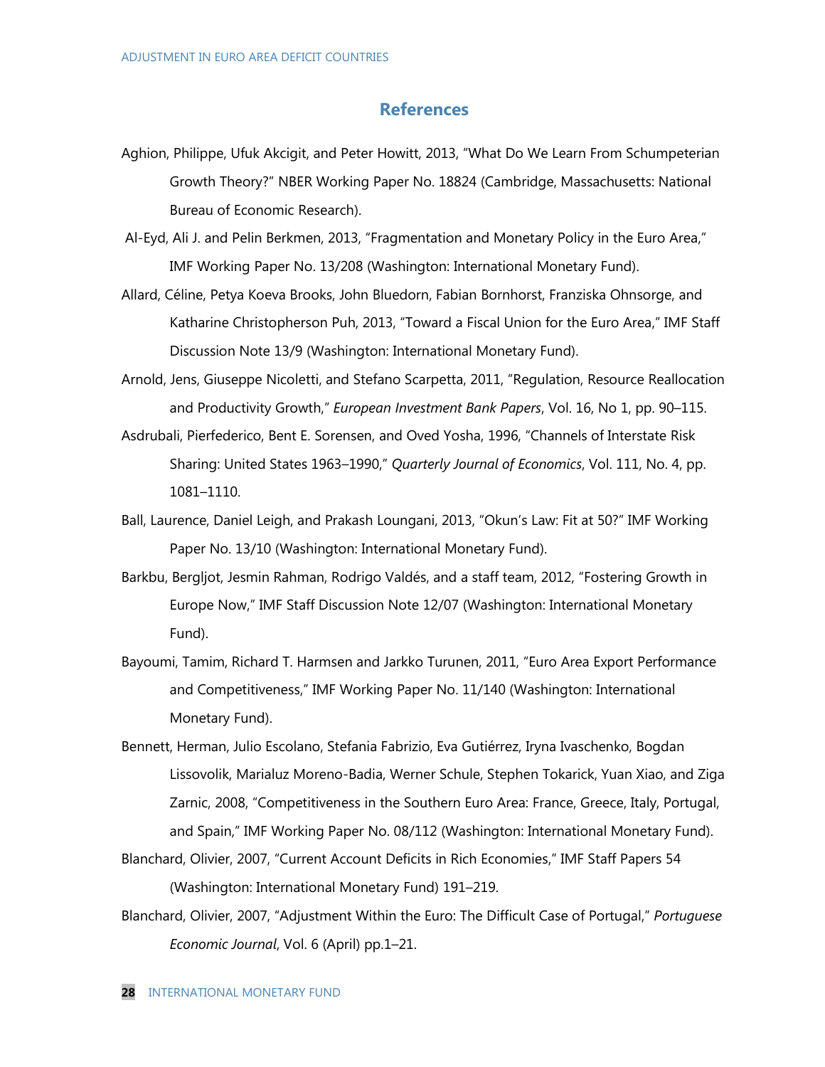## References

Aghion, Philippe, Ufuk Akcigit, and Peter Howitt, 2013, "What Do We Learn From Schumpeterian Growth Theory?" NBER Working Paper No. 18824 (Cambridge, Massachusetts: National Bureau of Economic Research).

Al-Eyd, Ali J. and Pelin Berkmen, 2013, "Fragmentation and Monetary Policy in the Euro Area," IMF Working Paper No. 13/208 (Washington: International Monetary Fund).

Allard, Céline, Petya Koeva Brooks, John Bluedorn, Fabian Bornhorst, Franziska Ohnsorge, and Katharine Christopherson Puh, 2013, "Toward a Fiscal Union for the Euro Area," IMF Staff Discussion Note 13/9 (Washington: International Monetary Fund).

Arnold, Jens, Giuseppe Nicoletti, and Stefano Scarpetta, 2011, "Regulation, Resource Reallocation and Productivity Growth," *European Investment Bank Papers*, Vol. 16, No 1, pp. 90–115.

Asdrubali, Pierfederico, Bent E. Sorensen, and Oved Yosha, 1996, "Channels of Interstate Risk Sharing: United States 1963–1990," *Quarterly Journal of Economics*, Vol. 111, No. 4, pp. 1081–1110.

Ball, Laurence, Daniel Leigh, and Prakash Loungani, 2013, "Okun's Law: Fit at 50?" IMF Working Paper No. 13/10 (Washington: International Monetary Fund).

Barkbu, Bergljot, Jesmin Rahman, Rodrigo Valdés, and a staff team, 2012, "Fostering Growth in Europe Now," IMF Staff Discussion Note 12/07 (Washington: International Monetary Fund).

Bayoumi, Tamim, Richard T. Harmsen and Jarkko Turunen, 2011, "Euro Area Export Performance and Competitiveness," IMF Working Paper No. 11/140 (Washington: International Monetary Fund).

Bennett, Herman, Julio Escolano, Stefania Fabrizio, Eva Gutiérrez, Iryna Ivaschenko, Bogdan Lissovolik, Marialuz Moreno-Badia, Werner Schule, Stephen Tokarick, Yuan Xiao, and Ziga Zarnic, 2008, "Competitiveness in the Southern Euro Area: France, Greece, Italy, Portugal, and Spain," IMF Working Paper No. 08/112 (Washington: International Monetary Fund).

Blanchard, Olivier, 2007, "Current Account Deficits in Rich Economies," IMF Staff Papers 54 (Washington: International Monetary Fund) 191–219.

Blanchard, Olivier, 2007, "Adjustment Within the Euro: The Difficult Case of Portugal," *Portuguese Economic Journal*, Vol. 6 (April) pp.1–21.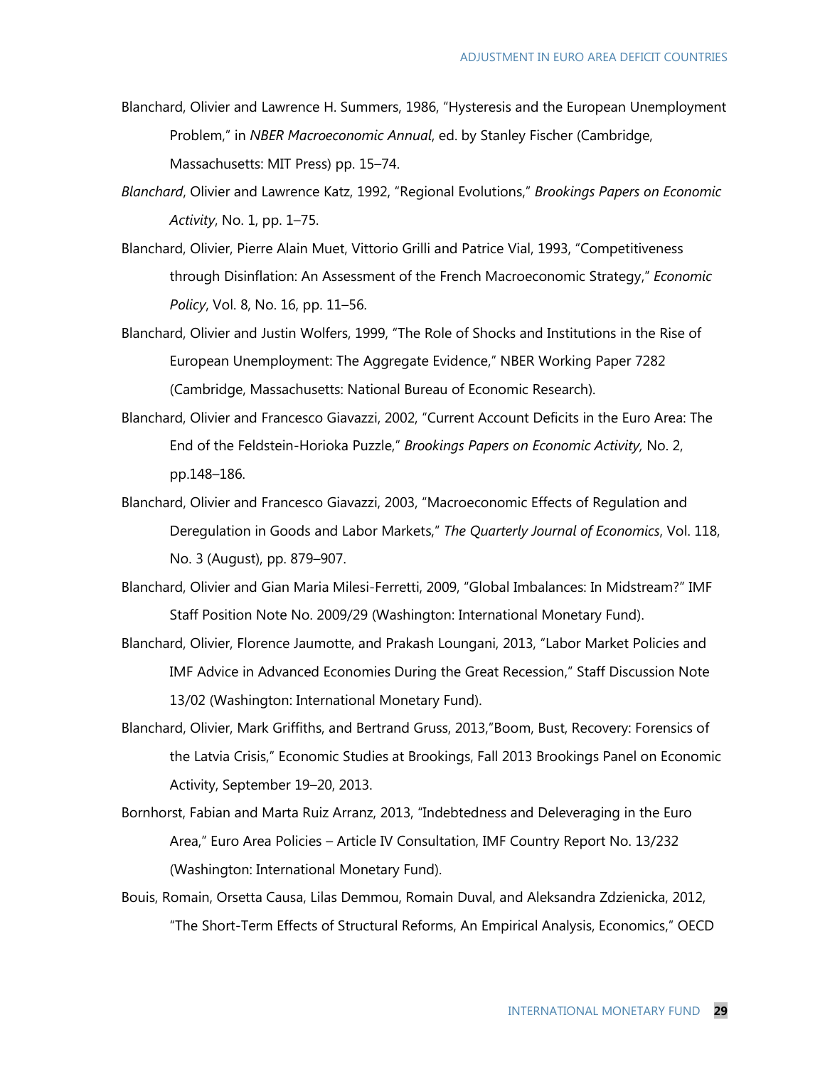Blanchard, Olivier and Lawrence H. Summers, 1986, "Hysteresis and the European Unemployment Problem," in *NBER Macroeconomic Annual*, ed. by Stanley Fischer (Cambridge, Massachusetts: MIT Press) pp. 15–74.

*Blanchard*, Olivier and Lawrence Katz, 1992, "Regional Evolutions," *Brookings Papers on Economic Activity*, No. 1, pp. 1–75.

Blanchard, Olivier, Pierre Alain Muet, Vittorio Grilli and Patrice Vial, 1993, "Competitiveness through Disinflation: An Assessment of the French Macroeconomic Strategy," *Economic Policy*, Vol. 8, No. 16, pp. 11–56.

Blanchard, Olivier and Justin Wolfers, 1999, "The Role of Shocks and Institutions in the Rise of European Unemployment: The Aggregate Evidence," NBER Working Paper 7282 (Cambridge, Massachusetts: National Bureau of Economic Research).

Blanchard, Olivier and Francesco Giavazzi, 2002, "Current Account Deficits in the Euro Area: The End of the Feldstein-Horioka Puzzle," *Brookings Papers on Economic Activity,* No. 2, pp.148–186.

Blanchard, Olivier and Francesco Giavazzi, 2003, "Macroeconomic Effects of Regulation and Deregulation in Goods and Labor Markets," *The Quarterly Journal of Economics*, Vol. 118, No. 3 (August), pp. 879–907.

Blanchard, Olivier and Gian Maria Milesi-Ferretti, 2009, "Global Imbalances: In Midstream?" IMF Staff Position Note No. 2009/29 (Washington: International Monetary Fund).

Blanchard, Olivier, Florence Jaumotte, and Prakash Loungani, 2013, "Labor Market Policies and IMF Advice in Advanced Economies During the Great Recession," Staff Discussion Note 13/02 (Washington: International Monetary Fund).

Blanchard, Olivier, Mark Griffiths, and Bertrand Gruss, 2013,"Boom, Bust, Recovery: Forensics of the Latvia Crisis," Economic Studies at Brookings, Fall 2013 Brookings Panel on Economic Activity, September 19–20, 2013.

Bornhorst, Fabian and Marta Ruiz Arranz, 2013, "Indebtedness and Deleveraging in the Euro Area," Euro Area Policies – Article IV Consultation, IMF Country Report No. 13/232 (Washington: International Monetary Fund).

Bouis, Romain, Orsetta Causa, Lilas Demmou, Romain Duval, and Aleksandra Zdzienicka, 2012, "The Short-Term Effects of Structural Reforms, An Empirical Analysis, Economics," OECD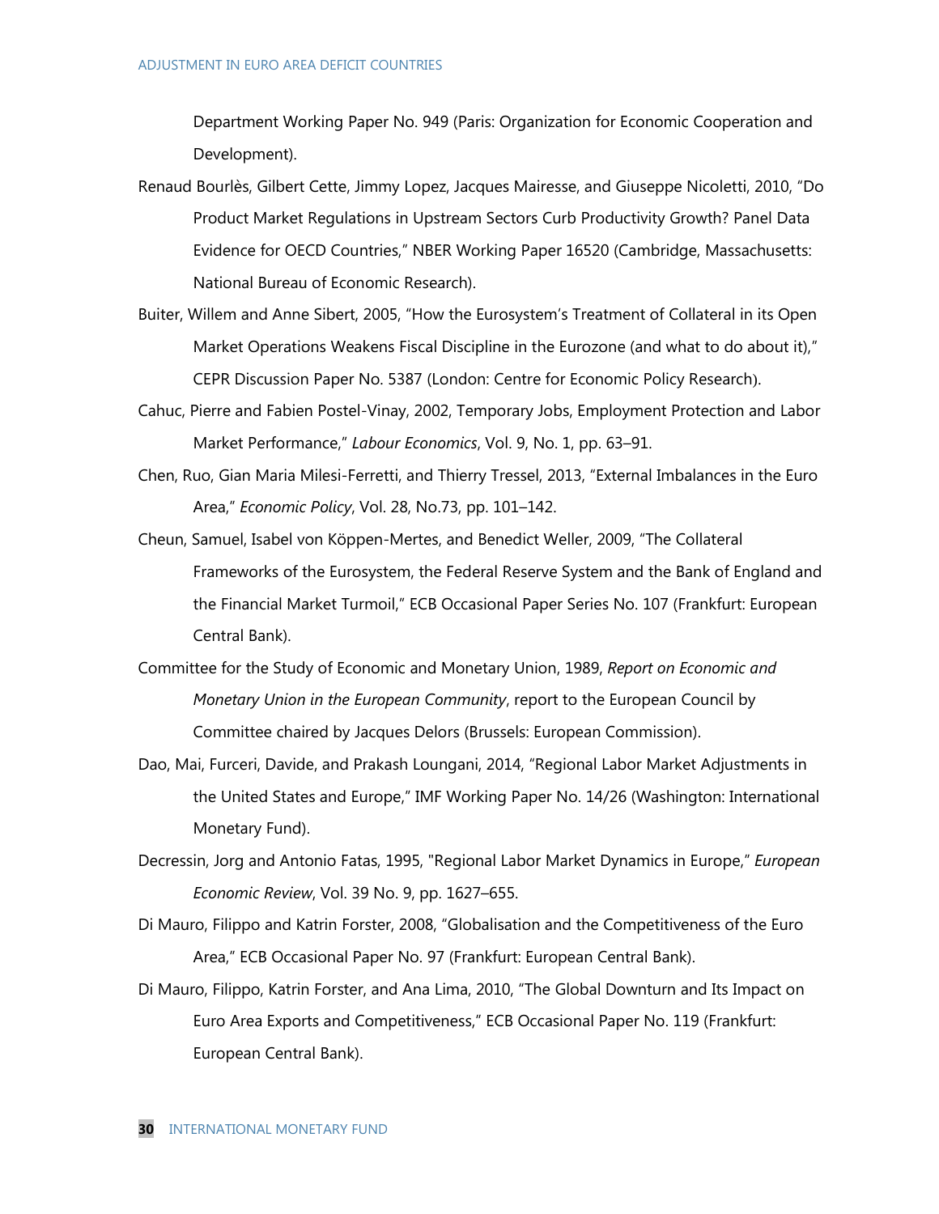Department Working Paper No. 949 (Paris: Organization for Economic Cooperation and Development).

Renaud Bourlès, Gilbert Cette, Jimmy Lopez, Jacques Mairesse, and Giuseppe Nicoletti, 2010, "Do Product Market Regulations in Upstream Sectors Curb Productivity Growth? Panel Data Evidence for OECD Countries," NBER Working Paper 16520 (Cambridge, Massachusetts: National Bureau of Economic Research).

Buiter, Willem and Anne Sibert, 2005, "How the Eurosystem's Treatment of Collateral in its Open Market Operations Weakens Fiscal Discipline in the Eurozone (and what to do about it)," CEPR Discussion Paper No. 5387 (London: Centre for Economic Policy Research).

Cahuc, Pierre and Fabien Postel-Vinay, 2002, Temporary Jobs, Employment Protection and Labor Market Performance," *Labour Economics*, Vol. 9, No. 1, pp. 63–91.

Chen, Ruo, Gian Maria Milesi-Ferretti, and Thierry Tressel, 2013, "External Imbalances in the Euro Area," *Economic Policy*, Vol. 28, No.73, pp. 101–142.

Cheun, Samuel, Isabel von Köppen-Mertes, and Benedict Weller, 2009, "The Collateral Frameworks of the Eurosystem, the Federal Reserve System and the Bank of England and the Financial Market Turmoil," ECB Occasional Paper Series No. 107 (Frankfurt: European Central Bank).

Committee for the Study of Economic and Monetary Union, 1989, *Report on Economic and Monetary Union in the European Community*, report to the European Council by Committee chaired by Jacques Delors (Brussels: European Commission).

Dao, Mai, Furceri, Davide, and Prakash Loungani, 2014, "Regional Labor Market Adjustments in the United States and Europe," IMF Working Paper No. 14/26 (Washington: International Monetary Fund).

Decressin, Jorg and Antonio Fatas, 1995, "Regional Labor Market Dynamics in Europe," *European Economic Review*, Vol. 39 No. 9, pp. 1627–655.

Di Mauro, Filippo and Katrin Forster, 2008, "Globalisation and the Competitiveness of the Euro Area," ECB Occasional Paper No. 97 (Frankfurt: European Central Bank).

Di Mauro, Filippo, Katrin Forster, and Ana Lima, 2010, "The Global Downturn and Its Impact on Euro Area Exports and Competitiveness," ECB Occasional Paper No. 119 (Frankfurt: European Central Bank).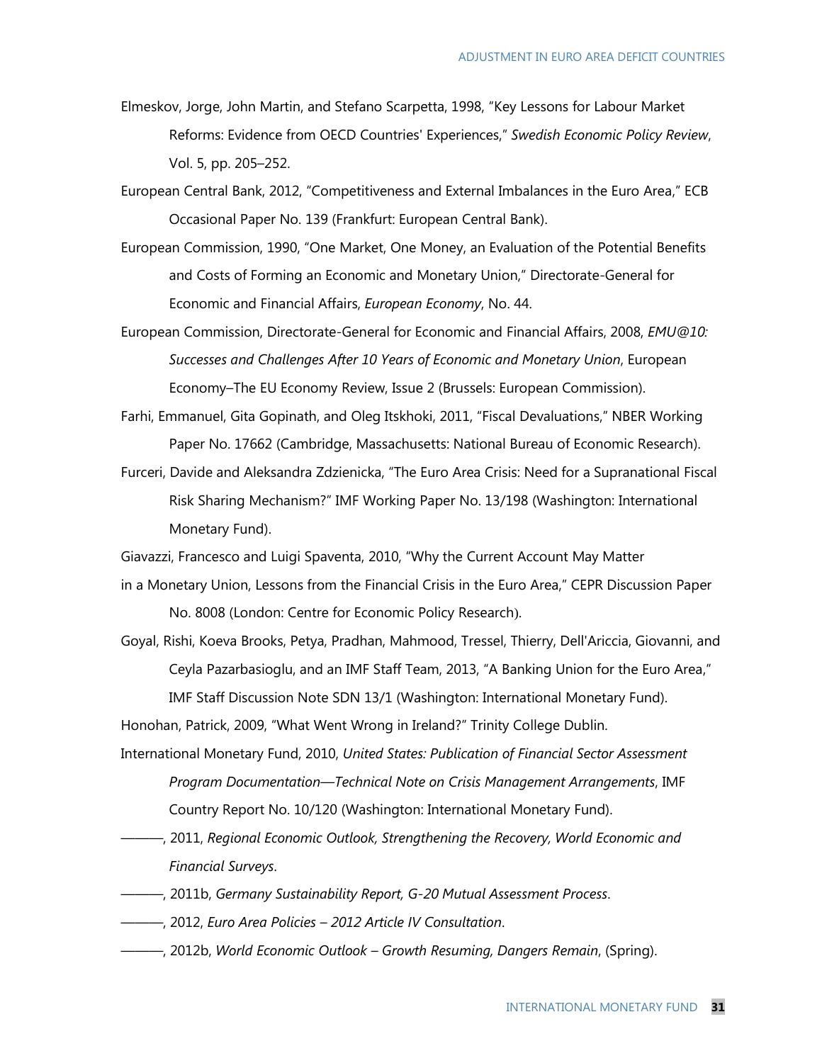Elmeskov, Jorge, John Martin, and Stefano Scarpetta, 1998, "Key Lessons for Labour Market Reforms: Evidence from OECD Countries' Experiences," *Swedish Economic Policy Review*, Vol. 5, pp. 205–252.

European Central Bank, 2012, "Competitiveness and External Imbalances in the Euro Area," ECB Occasional Paper No. 139 (Frankfurt: European Central Bank).

European Commission, 1990, "One Market, One Money, an Evaluation of the Potential Benefits and Costs of Forming an Economic and Monetary Union," Directorate-General for Economic and Financial Affairs, *European Economy*, No. 44.

European Commission, Directorate-General for Economic and Financial Affairs, 2008, *EMU@10: Successes and Challenges After 10 Years of Economic and Monetary Union*, European Economy–The EU Economy Review, Issue 2 (Brussels: European Commission).

Farhi, Emmanuel, Gita Gopinath, and Oleg Itskhoki, 2011, "Fiscal Devaluations," NBER Working Paper No. 17662 (Cambridge, Massachusetts: National Bureau of Economic Research).

Furceri, Davide and Aleksandra Zdzienicka, "The Euro Area Crisis: Need for a Supranational Fiscal Risk Sharing Mechanism?" IMF Working Paper No. 13/198 (Washington: International Monetary Fund).

Giavazzi, Francesco and Luigi Spaventa, 2010, "Why the Current Account May Matter in a Monetary Union, Lessons from the Financial Crisis in the Euro Area," CEPR Discussion Paper No. 8008 (London: Centre for Economic Policy Research).

Goyal, Rishi, Koeva Brooks, Petya, Pradhan, Mahmood, Tressel, Thierry, Dell'Ariccia, Giovanni, and Ceyla Pazarbasioglu, and an IMF Staff Team, 2013, "A Banking Union for the Euro Area," IMF Staff Discussion Note SDN 13/1 (Washington: International Monetary Fund).

Honohan, Patrick, 2009, "What Went Wrong in Ireland?" Trinity College Dublin.

International Monetary Fund, 2010, *United States: Publication of Financial Sector Assessment Program Documentation—Technical Note on Crisis Management Arrangements*, IMF Country Report No. 10/120 (Washington: International Monetary Fund).

———, 2011, *Regional Economic Outlook, Strengthening the Recovery, World Economic and Financial Surveys*.

———, 2011b, *Germany Sustainability Report, G-20 Mutual Assessment Process*.

———, 2012, *Euro Area Policies – 2012 Article IV Consultation*.

———, 2012b, *World Economic Outlook – Growth Resuming, Dangers Remain*, (Spring).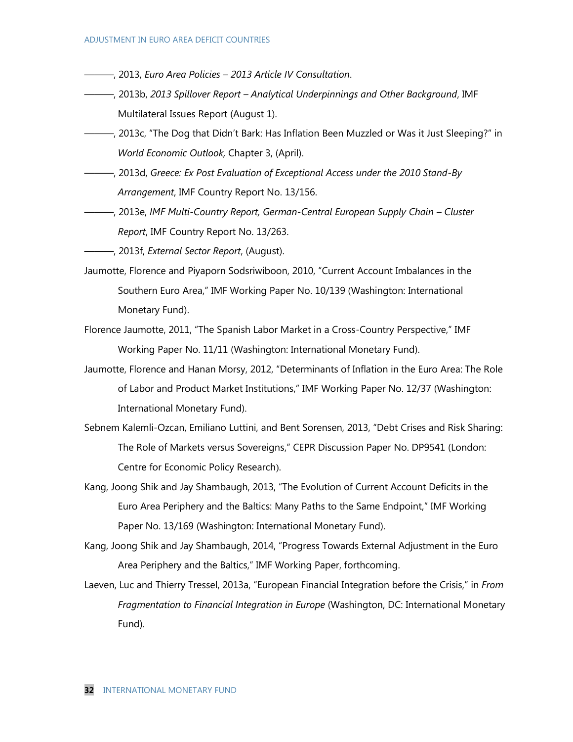———, 2013, *Euro Area Policies – 2013 Article IV Consultation*.

———, 2013b, *2013 Spillover Report – Analytical Underpinnings and Other Background*, IMF Multilateral Issues Report (August 1).

———, 2013c, "The Dog that Didn't Bark: Has Inflation Been Muzzled or Was it Just Sleeping?" in *World Economic Outlook,* Chapter 3, (April).

———, 2013d, *Greece: Ex Post Evaluation of Exceptional Access under the 2010 Stand-By Arrangement*, IMF Country Report No. 13/156.

———, 2013e, *IMF Multi-Country Report, German-Central European Supply Chain – Cluster Report*, IMF Country Report No. 13/263.

———, 2013f, *External Sector Report*, (August).

Jaumotte, Florence and Piyaporn Sodsriwiboon, 2010, "Current Account Imbalances in the Southern Euro Area," IMF Working Paper No. 10/139 (Washington: International Monetary Fund).

Florence Jaumotte, 2011, "The Spanish Labor Market in a Cross-Country Perspective," IMF Working Paper No. 11/11 (Washington: International Monetary Fund).

Jaumotte, Florence and Hanan Morsy, 2012, "Determinants of Inflation in the Euro Area: The Role of Labor and Product Market Institutions," IMF Working Paper No. 12/37 (Washington: International Monetary Fund).

Sebnem Kalemli-Ozcan, Emiliano Luttini, and Bent Sorensen, 2013, "Debt Crises and Risk Sharing: The Role of Markets versus Sovereigns," CEPR Discussion Paper No. DP9541 (London: Centre for Economic Policy Research).

Kang, Joong Shik and Jay Shambaugh, 2013, "The Evolution of Current Account Deficits in the Euro Area Periphery and the Baltics: Many Paths to the Same Endpoint," IMF Working Paper No. 13/169 (Washington: International Monetary Fund).

Kang, Joong Shik and Jay Shambaugh, 2014, "Progress Towards External Adjustment in the Euro Area Periphery and the Baltics," IMF Working Paper, forthcoming.

Laeven, Luc and Thierry Tressel, 2013a, "European Financial Integration before the Crisis," in *From Fragmentation to Financial Integration in Europe* (Washington, DC: International Monetary Fund).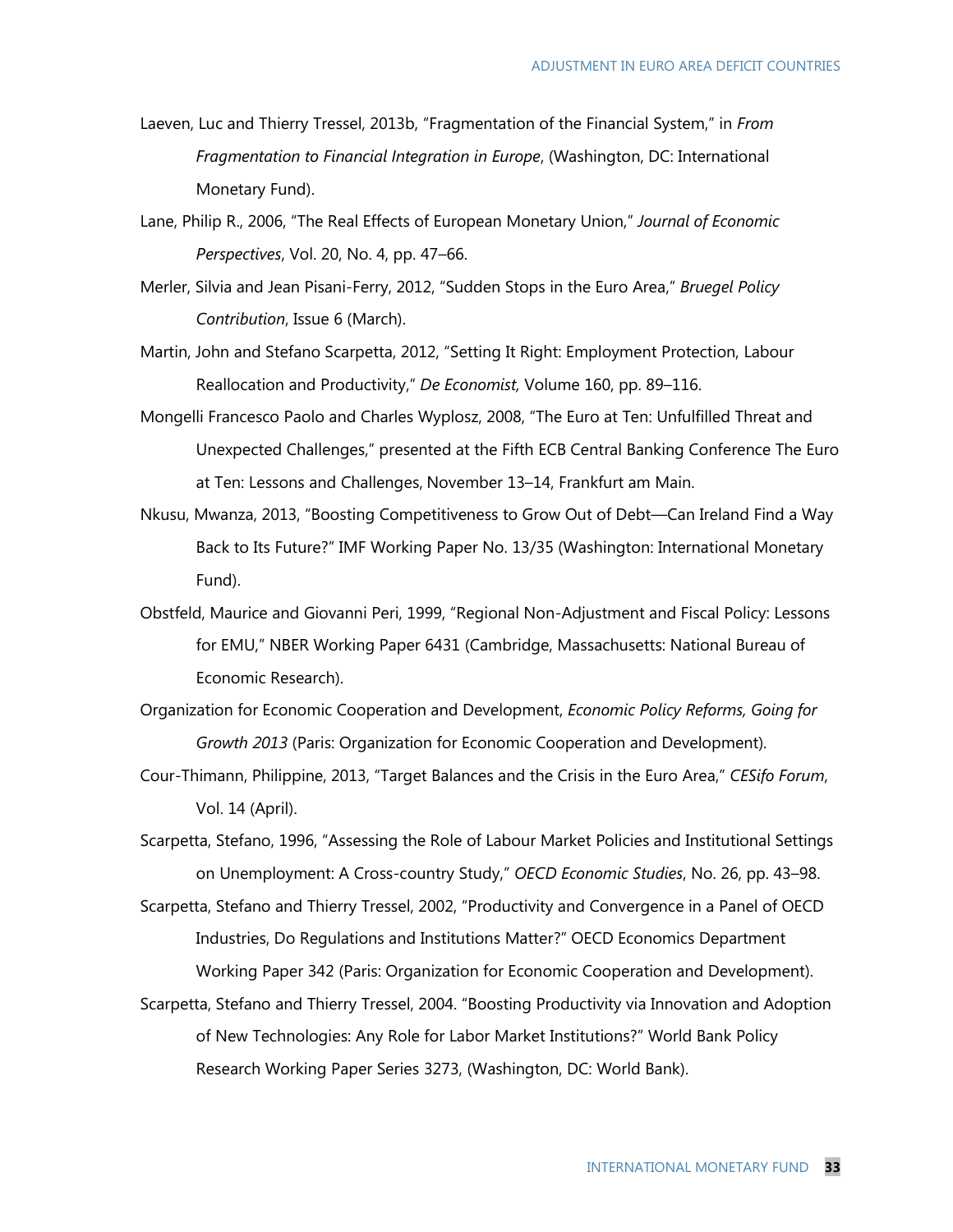Laeven, Luc and Thierry Tressel, 2013b, "Fragmentation of the Financial System," in *From Fragmentation to Financial Integration in Europe*, (Washington, DC: International Monetary Fund).

Lane, Philip R., 2006, "The Real Effects of European Monetary Union," *Journal of Economic Perspectives*, Vol. 20, No. 4, pp. 47–66.

Merler, Silvia and Jean Pisani-Ferry, 2012, "Sudden Stops in the Euro Area," *Bruegel Policy Contribution*, Issue 6 (March).

Martin, John and Stefano Scarpetta, 2012, "Setting It Right: Employment Protection, Labour Reallocation and Productivity," *De Economist,* Volume 160, pp. 89–116.

Mongelli Francesco Paolo and Charles Wyplosz, 2008, "The Euro at Ten: Unfulfilled Threat and Unexpected Challenges," presented at the Fifth ECB Central Banking Conference The Euro at Ten: Lessons and Challenges, November 13–14, Frankfurt am Main.

Nkusu, Mwanza, 2013, "Boosting Competitiveness to Grow Out of Debt—Can Ireland Find a Way Back to Its Future?" IMF Working Paper No. 13/35 (Washington: International Monetary Fund).

Obstfeld, Maurice and Giovanni Peri, 1999, "Regional Non-Adjustment and Fiscal Policy: Lessons for EMU," NBER Working Paper 6431 (Cambridge, Massachusetts: National Bureau of Economic Research).

Organization for Economic Cooperation and Development, *Economic Policy Reforms, Going for Growth 2013* (Paris: Organization for Economic Cooperation and Development).

Cour-Thimann, Philippine, 2013, "Target Balances and the Crisis in the Euro Area," *CESifo Forum*, Vol. 14 (April).

Scarpetta, Stefano, 1996, "Assessing the Role of Labour Market Policies and Institutional Settings on Unemployment: A Cross-country Study," *OECD Economic Studies*, No. 26, pp. 43–98.

Scarpetta, Stefano and Thierry Tressel, 2002, "Productivity and Convergence in a Panel of OECD Industries, Do Regulations and Institutions Matter?" OECD Economics Department Working Paper 342 (Paris: Organization for Economic Cooperation and Development).

Scarpetta, Stefano and Thierry Tressel, 2004. "Boosting Productivity via Innovation and Adoption of New Technologies: Any Role for Labor Market Institutions?" World Bank Policy Research Working Paper Series 3273, (Washington, DC: World Bank).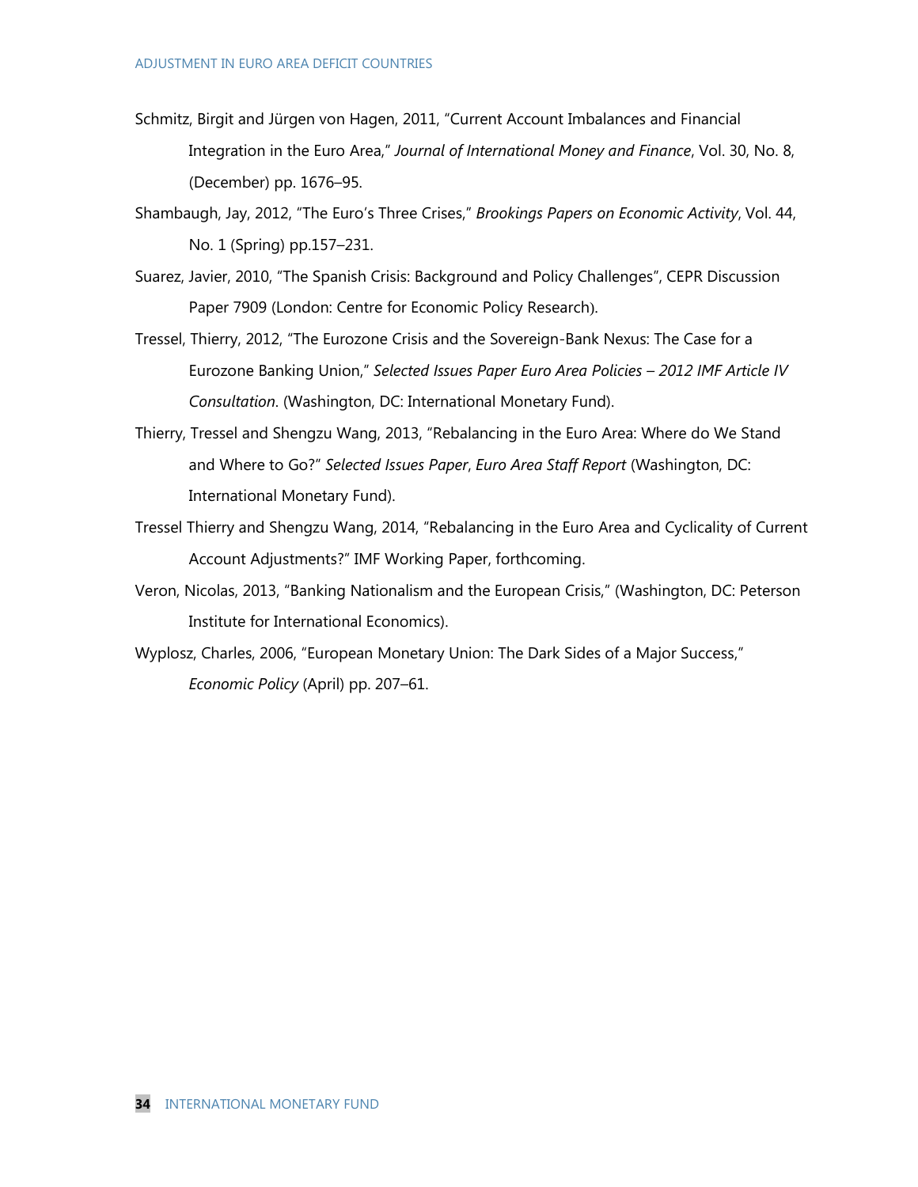Schmitz, Birgit and Jürgen von Hagen, 2011, "Current Account Imbalances and Financial Integration in the Euro Area," *Journal of International Money and Finance*, Vol. 30, No. 8, (December) pp. 1676–95.

Shambaugh, Jay, 2012, "The Euro's Three Crises," *Brookings Papers on Economic Activity*, Vol. 44, No. 1 (Spring) pp.157–231.

Suarez, Javier, 2010, "The Spanish Crisis: Background and Policy Challenges", CEPR Discussion Paper 7909 (London: Centre for Economic Policy Research).

Tressel, Thierry, 2012, "The Eurozone Crisis and the Sovereign-Bank Nexus: The Case for a Eurozone Banking Union," *Selected Issues Paper Euro Area Policies – 2012 IMF Article IV Consultation*. (Washington, DC: International Monetary Fund).

Thierry, Tressel and Shengzu Wang, 2013, "Rebalancing in the Euro Area: Where do We Stand and Where to Go?" *Selected Issues Paper*, *Euro Area Staff Report* (Washington, DC: International Monetary Fund).

Tressel Thierry and Shengzu Wang, 2014, "Rebalancing in the Euro Area and Cyclicality of Current Account Adjustments?" IMF Working Paper, forthcoming.

Veron, Nicolas, 2013, "Banking Nationalism and the European Crisis," (Washington, DC: Peterson Institute for International Economics).

Wyplosz, Charles, 2006, "European Monetary Union: The Dark Sides of a Major Success," *Economic Policy* (April) pp. 207–61.